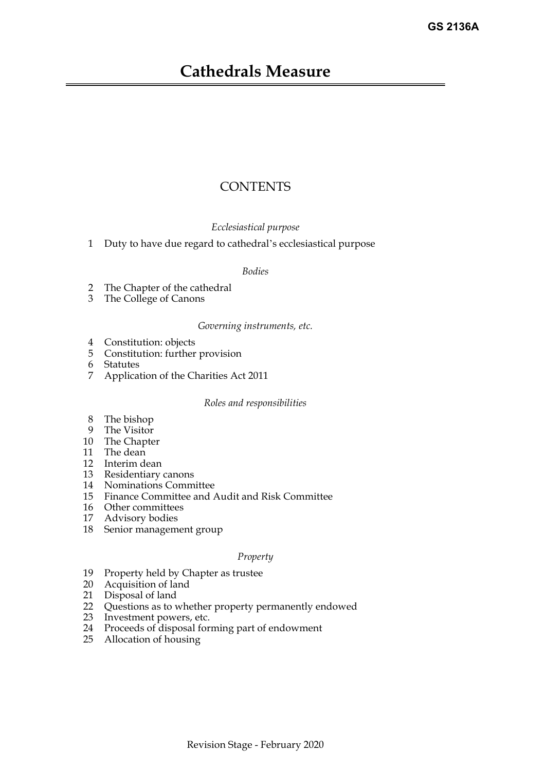GS 2136A

# Cathedrals Measure

## CONTENTS

*Ecclesiastical purpose*

1 Duty to have due regard to cathedral's ecclesiastical purpose

*Bodies*

2 The Chapter of the cathedral
3 The College of Canons

*Governing instruments, etc.*

4 Constitution: objects
5 Constitution: further provision
6 Statutes
7 Application of the Charities Act 2011

*Roles and responsibilities*

8 The bishop
9 The Visitor
10 The Chapter
11 The dean
12 Interim dean
13 Residentiary canons
14 Nominations Committee
15 Finance Committee and Audit and Risk Committee
16 Other committees
17 Advisory bodies
18 Senior management group

*Property*

19 Property held by Chapter as trustee
20 Acquisition of land
21 Disposal of land
22 Questions as to whether property permanently endowed
23 Investment powers, etc.
24 Proceeds of disposal forming part of endowment
25 Allocation of housing

Revision Stage - February 2020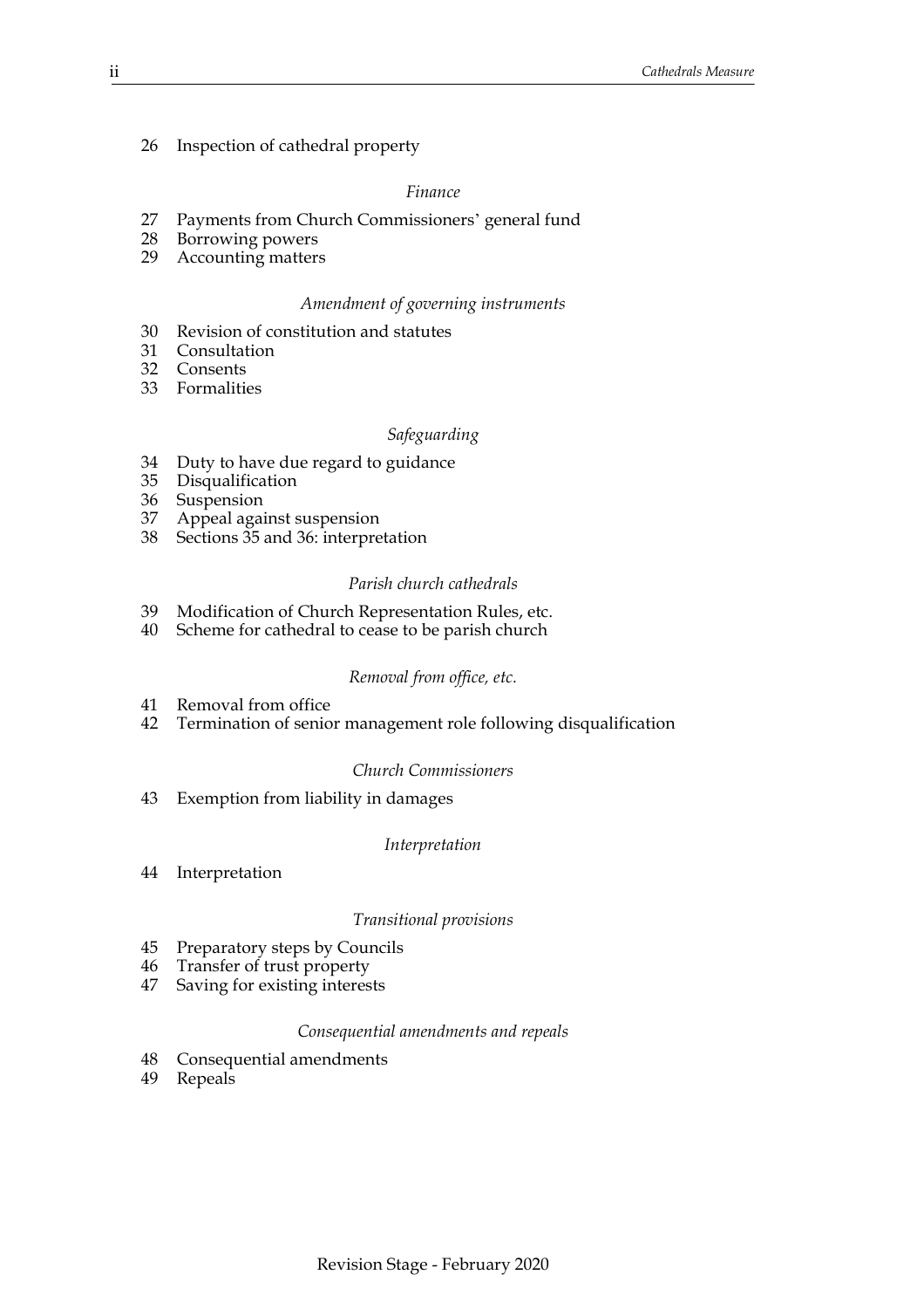26 Inspection of cathedral property

*Finance*

27 Payments from Church Commissioners' general fund
28 Borrowing powers
29 Accounting matters

*Amendment of governing instruments*

30 Revision of constitution and statutes
31 Consultation
32 Consents
33 Formalities

*Safeguarding*

34 Duty to have due regard to guidance
35 Disqualification
36 Suspension
37 Appeal against suspension
38 Sections 35 and 36: interpretation

*Parish church cathedrals*

39 Modification of Church Representation Rules, etc.
40 Scheme for cathedral to cease to be parish church

*Removal from office, etc.*

41 Removal from office
42 Termination of senior management role following disqualification

*Church Commissioners*

43 Exemption from liability in damages

*Interpretation*

44 Interpretation

*Transitional provisions*

45 Preparatory steps by Councils
46 Transfer of trust property
47 Saving for existing interests

*Consequential amendments and repeals*

48 Consequential amendments
49 Repeals

Revision Stage - February 2020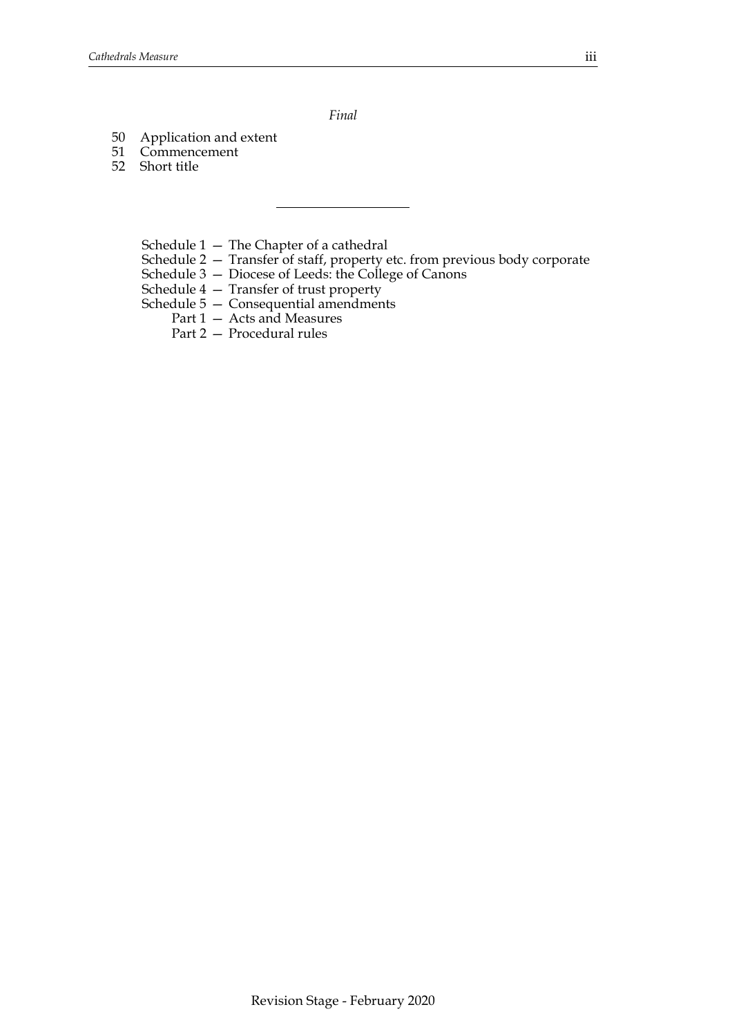*Final*

50 Application and extent
51 Commencement
52 Short title

---

Schedule 1 — The Chapter of a cathedral
Schedule 2 — Transfer of staff, property etc. from previous body corporate
Schedule 3 — Diocese of Leeds: the College of Canons
Schedule 4 — Transfer of trust property
Schedule 5 — Consequential amendments
  Part 1 — Acts and Measures
  Part 2 — Procedural rules

Revision Stage - February 2020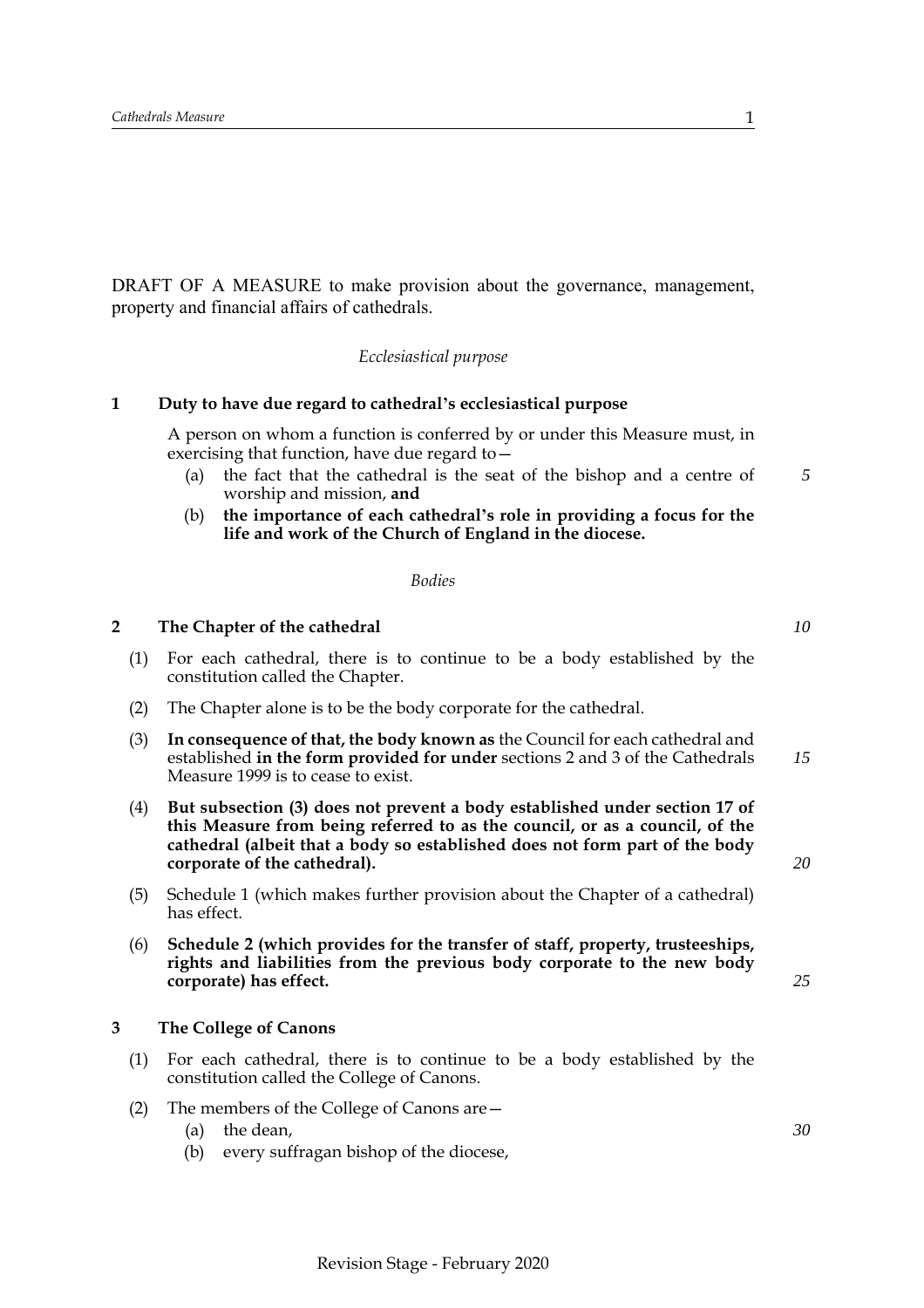DRAFT OF A MEASURE to make provision about the governance, management, property and financial affairs of cathedrals.

*Ecclesiastical purpose*

## 1 Duty to have due regard to cathedral's ecclesiastical purpose

A person on whom a function is conferred by or under this Measure must, in exercising that function, have due regard to—

- (a) the fact that the cathedral is the seat of the bishop and a centre of worship and mission, **and**
- (b) **the importance of each cathedral's role in providing a focus for the life and work of the Church of England in the diocese.**

*Bodies*

## 2 The Chapter of the cathedral

(1) For each cathedral, there is to continue to be a body established by the constitution called the Chapter.

(2) The Chapter alone is to be the body corporate for the cathedral.

(3) **In consequence of that, the body known as** the Council for each cathedral and established **in the form provided for under** sections 2 and 3 of the Cathedrals Measure 1999 is to cease to exist.

(4) **But subsection (3) does not prevent a body established under section 17 of this Measure from being referred to as the council, or as a council, of the cathedral (albeit that a body so established does not form part of the body corporate of the cathedral).**

(5) Schedule 1 (which makes further provision about the Chapter of a cathedral) has effect.

(6) **Schedule 2 (which provides for the transfer of staff, property, trusteeships, rights and liabilities from the previous body corporate to the new body corporate) has effect.**

## 3 The College of Canons

(1) For each cathedral, there is to continue to be a body established by the constitution called the College of Canons.

(2) The members of the College of Canons are—

- (a) the dean,
- (b) every suffragan bishop of the diocese,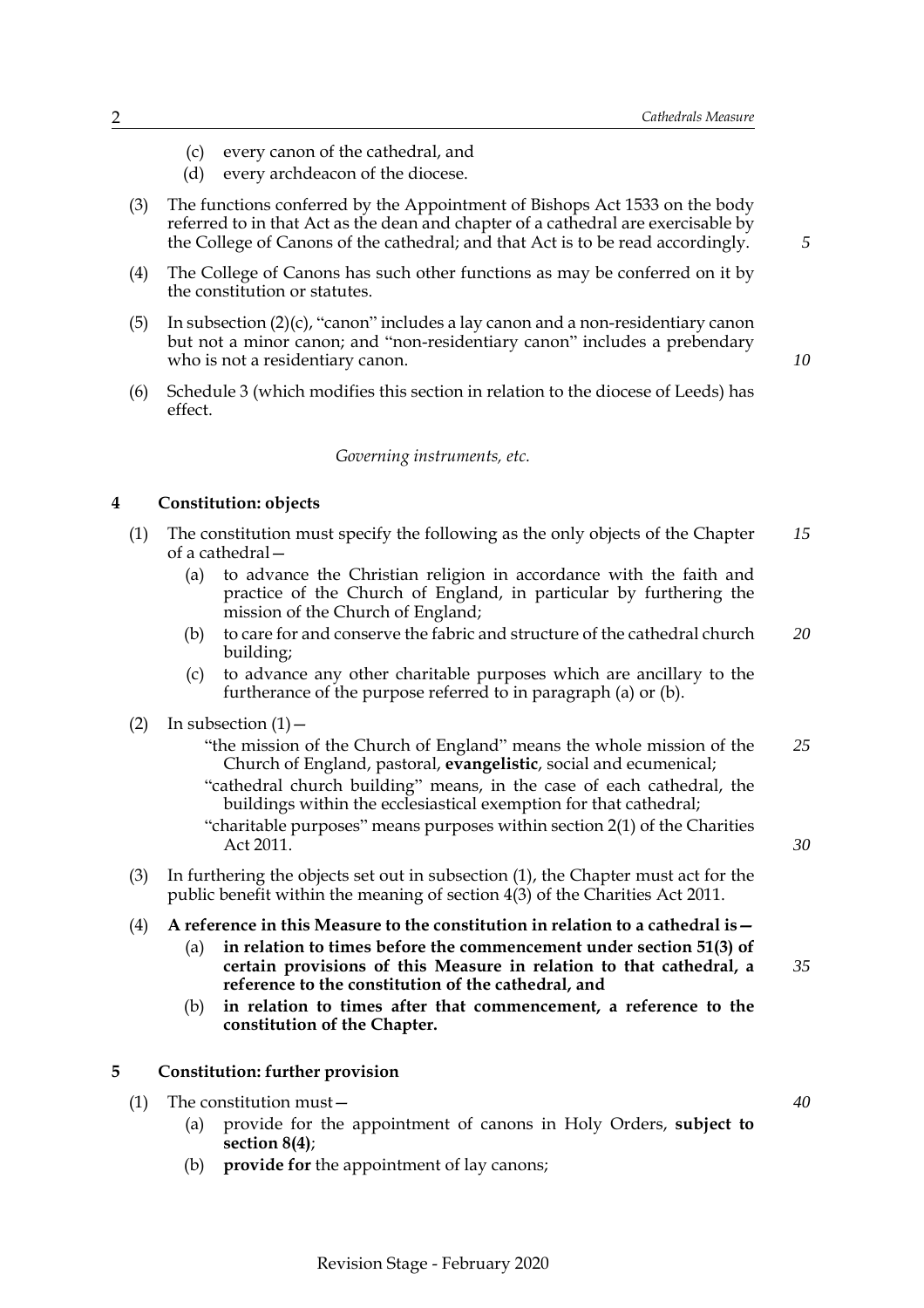(c) every canon of the cathedral, and

(d) every archdeacon of the diocese.

(3) The functions conferred by the Appointment of Bishops Act 1533 on the body referred to in that Act as the dean and chapter of a cathedral are exercisable by the College of Canons of the cathedral; and that Act is to be read accordingly.

(4) The College of Canons has such other functions as may be conferred on it by the constitution or statutes.

(5) In subsection (2)(c), "canon" includes a lay canon and a non-residentiary canon but not a minor canon; and "non-residentiary canon" includes a prebendary who is not a residentiary canon.

(6) Schedule 3 (which modifies this section in relation to the diocese of Leeds) has effect.

*Governing instruments, etc.*

## 4 Constitution: objects

(1) The constitution must specify the following as the only objects of the Chapter of a cathedral—

(a) to advance the Christian religion in accordance with the faith and practice of the Church of England, in particular by furthering the mission of the Church of England;

(b) to care for and conserve the fabric and structure of the cathedral church building;

(c) to advance any other charitable purposes which are ancillary to the furtherance of the purpose referred to in paragraph (a) or (b).

(2) In subsection (1)—

"the mission of the Church of England" means the whole mission of the Church of England, pastoral, **evangelistic**, social and ecumenical;

"cathedral church building" means, in the case of each cathedral, the buildings within the ecclesiastical exemption for that cathedral;

"charitable purposes" means purposes within section 2(1) of the Charities Act 2011.

(3) In furthering the objects set out in subsection (1), the Chapter must act for the public benefit within the meaning of section 4(3) of the Charities Act 2011.

(4) **A reference in this Measure to the constitution in relation to a cathedral is—**

(a) **in relation to times before the commencement under section 51(3) of certain provisions of this Measure in relation to that cathedral, a reference to the constitution of the cathedral, and**

(b) **in relation to times after that commencement, a reference to the constitution of the Chapter.**

## 5 Constitution: further provision

(1) The constitution must—

(a) provide for the appointment of canons in Holy Orders, **subject to section 8(4)**;

(b) **provide for** the appointment of lay canons;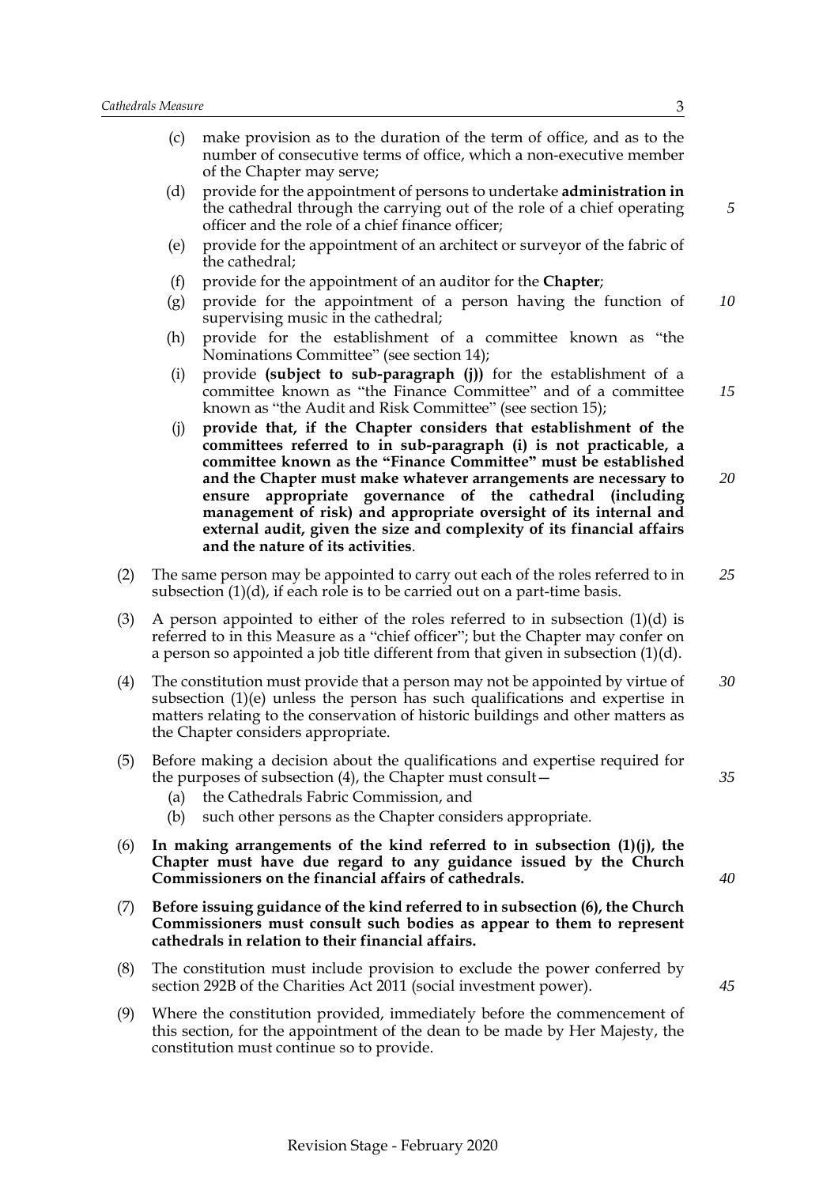(c) make provision as to the duration of the term of office, and as to the number of consecutive terms of office, which a non-executive member of the Chapter may serve;

(d) provide for the appointment of persons to undertake **administration in** the cathedral through the carrying out of the role of a chief operating officer and the role of a chief finance officer;

(e) provide for the appointment of an architect or surveyor of the fabric of the cathedral;

(f) provide for the appointment of an auditor for the **Chapter**;

(g) provide for the appointment of a person having the function of supervising music in the cathedral;

(h) provide for the establishment of a committee known as "the Nominations Committee" (see section 14);

(i) provide **(subject to sub-paragraph (j))** for the establishment of a committee known as "the Finance Committee" and of a committee known as "the Audit and Risk Committee" (see section 15);

(j) **provide that, if the Chapter considers that establishment of the committees referred to in sub-paragraph (i) is not practicable, a committee known as the "Finance Committee" must be established and the Chapter must make whatever arrangements are necessary to ensure appropriate governance of the cathedral (including management of risk) and appropriate oversight of its internal and external audit, given the size and complexity of its financial affairs and the nature of its activities**.

(2) The same person may be appointed to carry out each of the roles referred to in subsection (1)(d), if each role is to be carried out on a part-time basis.

(3) A person appointed to either of the roles referred to in subsection (1)(d) is referred to in this Measure as a "chief officer"; but the Chapter may confer on a person so appointed a job title different from that given in subsection (1)(d).

(4) The constitution must provide that a person may not be appointed by virtue of subsection (1)(e) unless the person has such qualifications and expertise in matters relating to the conservation of historic buildings and other matters as the Chapter considers appropriate.

(5) Before making a decision about the qualifications and expertise required for the purposes of subsection (4), the Chapter must consult—

(a) the Cathedrals Fabric Commission, and

(b) such other persons as the Chapter considers appropriate.

(6) **In making arrangements of the kind referred to in subsection (1)(j), the Chapter must have due regard to any guidance issued by the Church Commissioners on the financial affairs of cathedrals.**

(7) **Before issuing guidance of the kind referred to in subsection (6), the Church Commissioners must consult such bodies as appear to them to represent cathedrals in relation to their financial affairs.**

(8) The constitution must include provision to exclude the power conferred by section 292B of the Charities Act 2011 (social investment power).

(9) Where the constitution provided, immediately before the commencement of this section, for the appointment of the dean to be made by Her Majesty, the constitution must continue so to provide.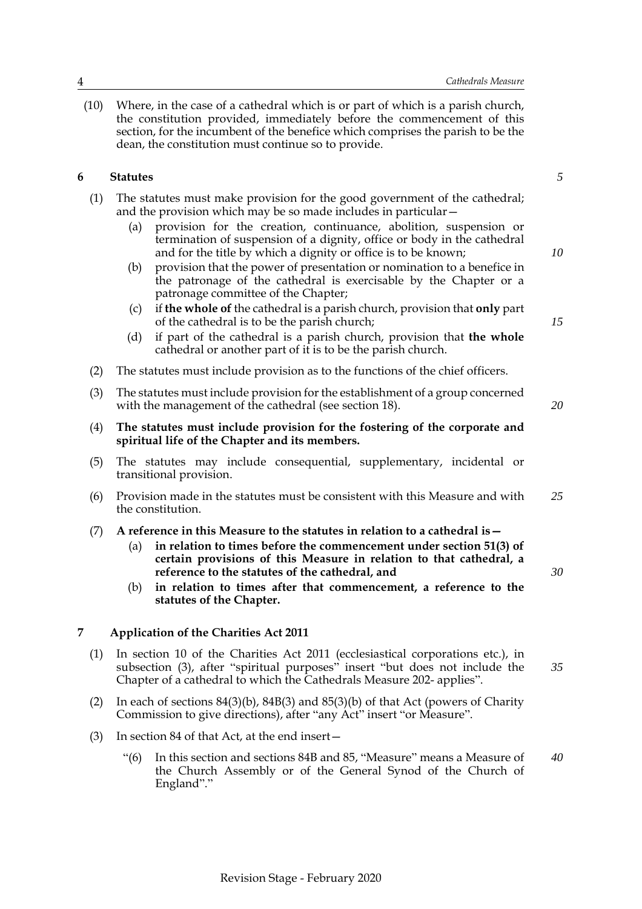(10) Where, in the case of a cathedral which is or part of which is a parish church, the constitution provided, immediately before the commencement of this section, for the incumbent of the benefice which comprises the parish to be the dean, the constitution must continue so to provide.

## 6 Statutes

(1) The statutes must make provision for the good government of the cathedral; and the provision which may be so made includes in particular—

- (a) provision for the creation, continuance, abolition, suspension or termination of suspension of a dignity, office or body in the cathedral and for the title by which a dignity or office is to be known;
- (b) provision that the power of presentation or nomination to a benefice in the patronage of the cathedral is exercisable by the Chapter or a patronage committee of the Chapter;
- (c) if **the whole of** the cathedral is a parish church, provision that **only** part of the cathedral is to be the parish church;
- (d) if part of the cathedral is a parish church, provision that **the whole** cathedral or another part of it is to be the parish church.

(2) The statutes must include provision as to the functions of the chief officers.

(3) The statutes must include provision for the establishment of a group concerned with the management of the cathedral (see section 18).

(4) **The statutes must include provision for the fostering of the corporate and spiritual life of the Chapter and its members.**

(5) The statutes may include consequential, supplementary, incidental or transitional provision.

(6) Provision made in the statutes must be consistent with this Measure and with the constitution.

(7) **A reference in this Measure to the statutes in relation to a cathedral is—**

- (a) **in relation to times before the commencement under section 51(3) of certain provisions of this Measure in relation to that cathedral, a reference to the statutes of the cathedral, and**
- (b) **in relation to times after that commencement, a reference to the statutes of the Chapter.**

## 7 Application of the Charities Act 2011

(1) In section 10 of the Charities Act 2011 (ecclesiastical corporations etc.), in subsection (3), after "spiritual purposes" insert "but does not include the Chapter of a cathedral to which the Cathedrals Measure 202- applies".

(2) In each of sections 84(3)(b), 84B(3) and 85(3)(b) of that Act (powers of Charity Commission to give directions), after "any Act" insert "or Measure".

(3) In section 84 of that Act, at the end insert—

> "(6) In this section and sections 84B and 85, "Measure" means a Measure of the Church Assembly or of the General Synod of the Church of England"."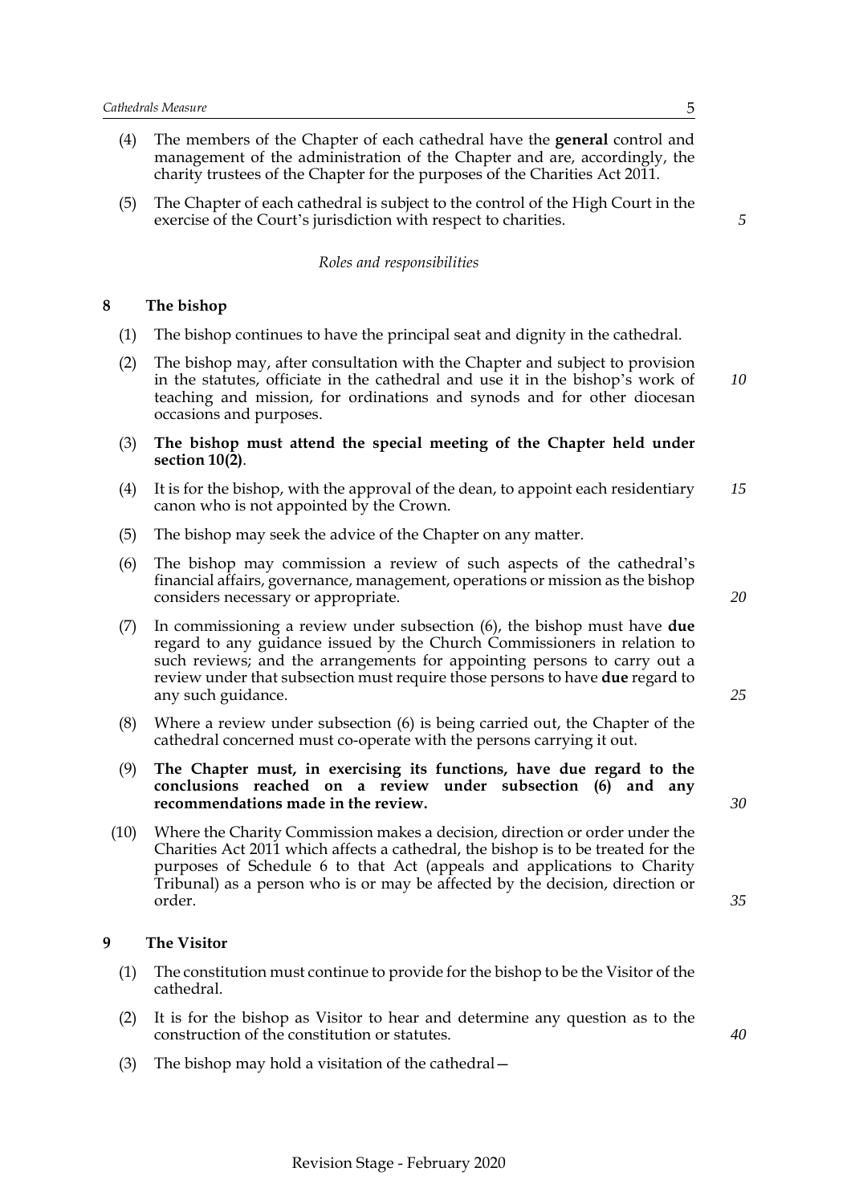(4) The members of the Chapter of each cathedral have the **general** control and management of the administration of the Chapter and are, accordingly, the charity trustees of the Chapter for the purposes of the Charities Act 2011.

(5) The Chapter of each cathedral is subject to the control of the High Court in the exercise of the Court's jurisdiction with respect to charities.

*Roles and responsibilities*

## 8 The bishop

(1) The bishop continues to have the principal seat and dignity in the cathedral.

(2) The bishop may, after consultation with the Chapter and subject to provision in the statutes, officiate in the cathedral and use it in the bishop's work of teaching and mission, for ordinations and synods and for other diocesan occasions and purposes.

(3) **The bishop must attend the special meeting of the Chapter held under section 10(2)**.

(4) It is for the bishop, with the approval of the dean, to appoint each residentiary canon who is not appointed by the Crown.

(5) The bishop may seek the advice of the Chapter on any matter.

(6) The bishop may commission a review of such aspects of the cathedral's financial affairs, governance, management, operations or mission as the bishop considers necessary or appropriate.

(7) In commissioning a review under subsection (6), the bishop must have **due** regard to any guidance issued by the Church Commissioners in relation to such reviews; and the arrangements for appointing persons to carry out a review under that subsection must require those persons to have **due** regard to any such guidance.

(8) Where a review under subsection (6) is being carried out, the Chapter of the cathedral concerned must co-operate with the persons carrying it out.

(9) **The Chapter must, in exercising its functions, have due regard to the conclusions reached on a review under subsection (6) and any recommendations made in the review.**

(10) Where the Charity Commission makes a decision, direction or order under the Charities Act 2011 which affects a cathedral, the bishop is to be treated for the purposes of Schedule 6 to that Act (appeals and applications to Charity Tribunal) as a person who is or may be affected by the decision, direction or order.

## 9 The Visitor

(1) The constitution must continue to provide for the bishop to be the Visitor of the cathedral.

(2) It is for the bishop as Visitor to hear and determine any question as to the construction of the constitution or statutes.

(3) The bishop may hold a visitation of the cathedral—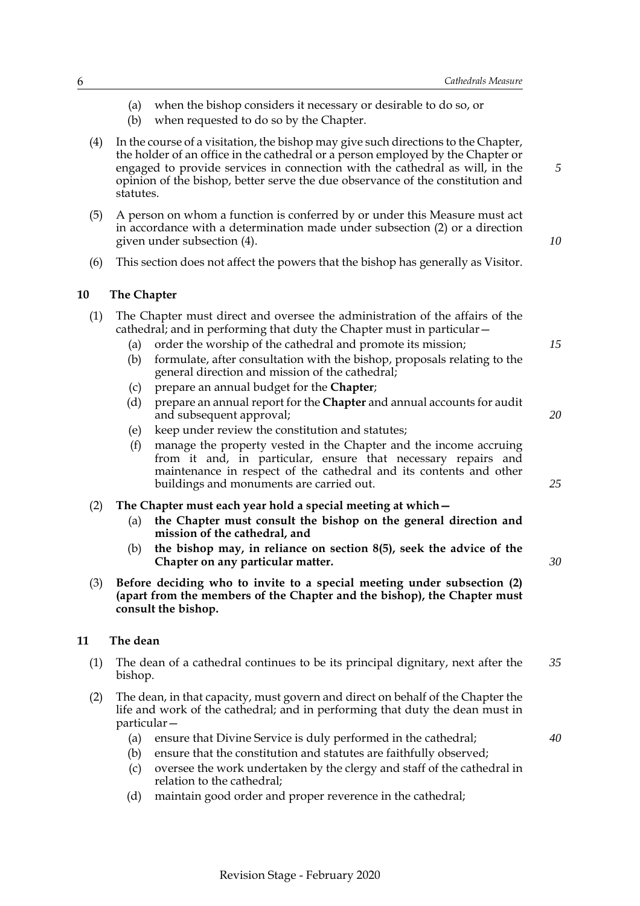(a) when the bishop considers it necessary or desirable to do so, or

(b) when requested to do so by the Chapter.

(4) In the course of a visitation, the bishop may give such directions to the Chapter, the holder of an office in the cathedral or a person employed by the Chapter or engaged to provide services in connection with the cathedral as will, in the opinion of the bishop, better serve the due observance of the constitution and statutes.

(5) A person on whom a function is conferred by or under this Measure must act in accordance with a determination made under subsection (2) or a direction given under subsection (4).

(6) This section does not affect the powers that the bishop has generally as Visitor.

## 10 The Chapter

(1) The Chapter must direct and oversee the administration of the affairs of the cathedral; and in performing that duty the Chapter must in particular—

(a) order the worship of the cathedral and promote its mission;

(b) formulate, after consultation with the bishop, proposals relating to the general direction and mission of the cathedral;

(c) prepare an annual budget for the **Chapter**;

(d) prepare an annual report for the **Chapter** and annual accounts for audit and subsequent approval;

(e) keep under review the constitution and statutes;

(f) manage the property vested in the Chapter and the income accruing from it and, in particular, ensure that necessary repairs and maintenance in respect of the cathedral and its contents and other buildings and monuments are carried out.

(2) **The Chapter must each year hold a special meeting at which—**

(a) **the Chapter must consult the bishop on the general direction and mission of the cathedral, and**

(b) **the bishop may, in reliance on section 8(5), seek the advice of the Chapter on any particular matter.**

(3) **Before deciding who to invite to a special meeting under subsection (2) (apart from the members of the Chapter and the bishop), the Chapter must consult the bishop.**

## 11 The dean

(1) The dean of a cathedral continues to be its principal dignitary, next after the bishop.

(2) The dean, in that capacity, must govern and direct on behalf of the Chapter the life and work of the cathedral; and in performing that duty the dean must in particular—

(a) ensure that Divine Service is duly performed in the cathedral;

(b) ensure that the constitution and statutes are faithfully observed;

(c) oversee the work undertaken by the clergy and staff of the cathedral in relation to the cathedral;

(d) maintain good order and proper reverence in the cathedral;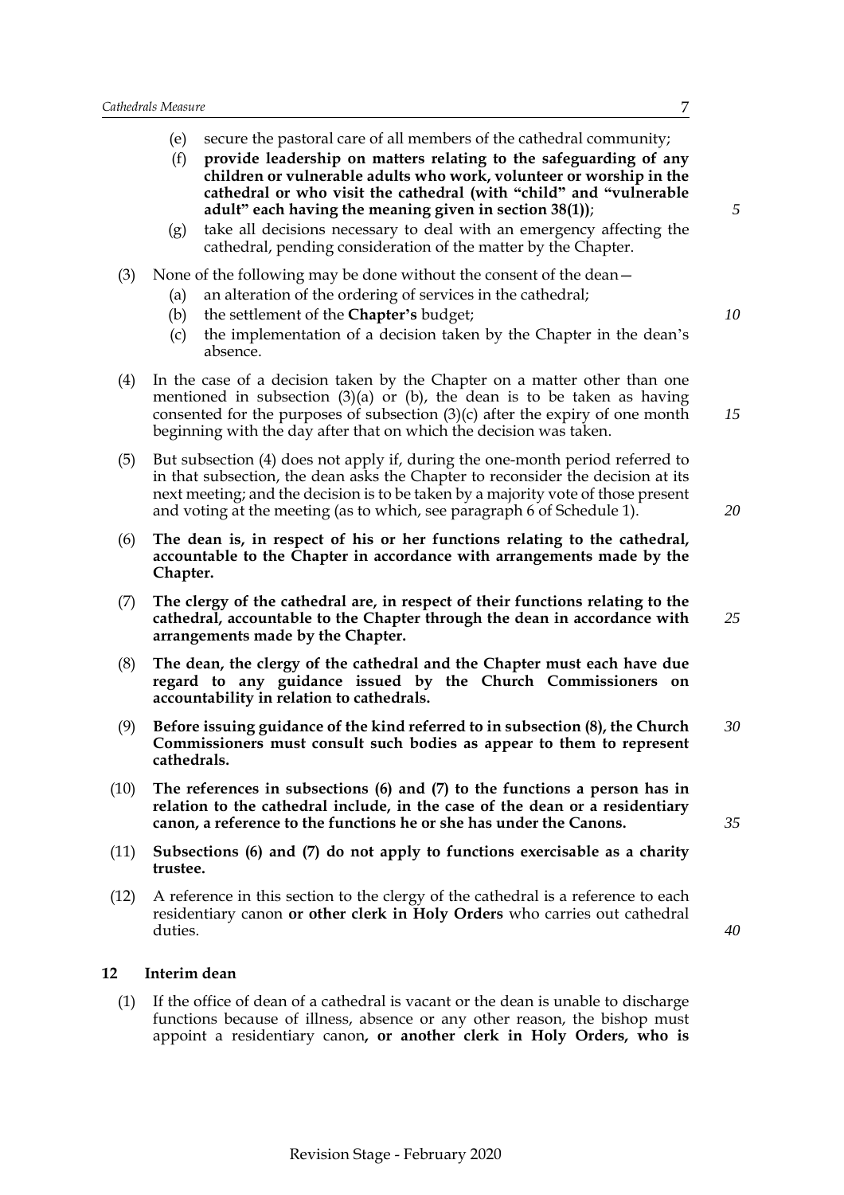(e) secure the pastoral care of all members of the cathedral community;

(f) **provide leadership on matters relating to the safeguarding of any children or vulnerable adults who work, volunteer or worship in the cathedral or who visit the cathedral (with "child" and "vulnerable adult" each having the meaning given in section 38(1))**;

(g) take all decisions necessary to deal with an emergency affecting the cathedral, pending consideration of the matter by the Chapter.

(3) None of the following may be done without the consent of the dean—

(a) an alteration of the ordering of services in the cathedral;

(b) the settlement of the **Chapter's** budget;

(c) the implementation of a decision taken by the Chapter in the dean's absence.

(4) In the case of a decision taken by the Chapter on a matter other than one mentioned in subsection (3)(a) or (b), the dean is to be taken as having consented for the purposes of subsection (3)(c) after the expiry of one month beginning with the day after that on which the decision was taken.

(5) But subsection (4) does not apply if, during the one-month period referred to in that subsection, the dean asks the Chapter to reconsider the decision at its next meeting; and the decision is to be taken by a majority vote of those present and voting at the meeting (as to which, see paragraph 6 of Schedule 1).

(6) **The dean is, in respect of his or her functions relating to the cathedral, accountable to the Chapter in accordance with arrangements made by the Chapter.**

(7) **The clergy of the cathedral are, in respect of their functions relating to the cathedral, accountable to the Chapter through the dean in accordance with arrangements made by the Chapter.**

(8) **The dean, the clergy of the cathedral and the Chapter must each have due regard to any guidance issued by the Church Commissioners on accountability in relation to cathedrals.**

(9) **Before issuing guidance of the kind referred to in subsection (8), the Church Commissioners must consult such bodies as appear to them to represent cathedrals.**

(10) **The references in subsections (6) and (7) to the functions a person has in relation to the cathedral include, in the case of the dean or a residentiary canon, a reference to the functions he or she has under the Canons.**

(11) **Subsections (6) and (7) do not apply to functions exercisable as a charity trustee.**

(12) A reference in this section to the clergy of the cathedral is a reference to each residentiary canon **or other clerk in Holy Orders** who carries out cathedral duties.

### 12 Interim dean

(1) If the office of dean of a cathedral is vacant or the dean is unable to discharge functions because of illness, absence or any other reason, the bishop must appoint a residentiary canon**, or another clerk in Holy Orders, who is**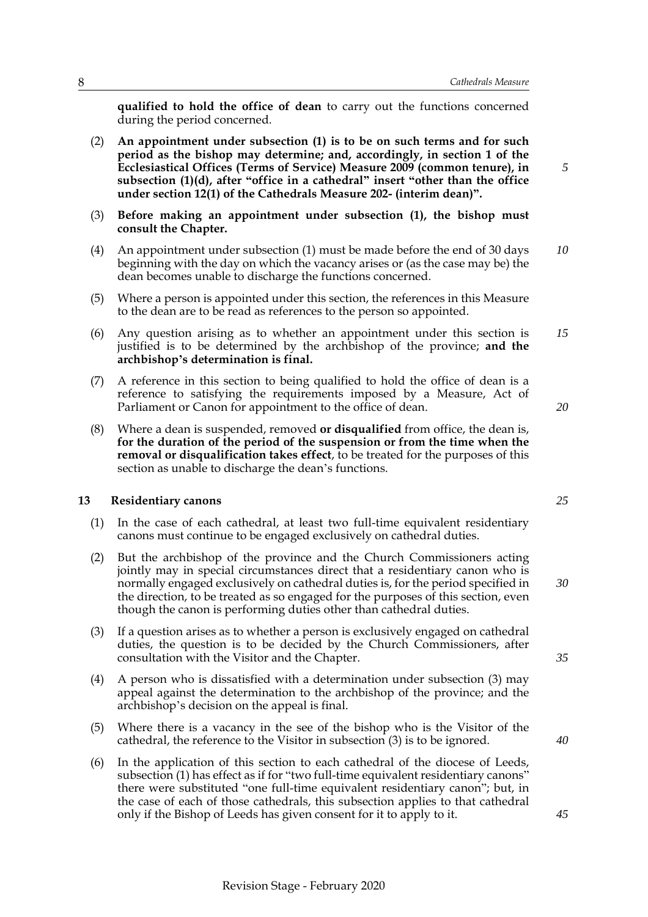**qualified to hold the office of dean** to carry out the functions concerned during the period concerned.

(2) **An appointment under subsection (1) is to be on such terms and for such period as the bishop may determine; and, accordingly, in section 1 of the Ecclesiastical Offices (Terms of Service) Measure 2009 (common tenure), in subsection (1)(d), after "office in a cathedral" insert "other than the office under section 12(1) of the Cathedrals Measure 202- (interim dean)".**

(3) **Before making an appointment under subsection (1), the bishop must consult the Chapter.**

(4) An appointment under subsection (1) must be made before the end of 30 days beginning with the day on which the vacancy arises or (as the case may be) the dean becomes unable to discharge the functions concerned.

(5) Where a person is appointed under this section, the references in this Measure to the dean are to be read as references to the person so appointed.

(6) Any question arising as to whether an appointment under this section is justified is to be determined by the archbishop of the province; **and the archbishop's determination is final.**

(7) A reference in this section to being qualified to hold the office of dean is a reference to satisfying the requirements imposed by a Measure, Act of Parliament or Canon for appointment to the office of dean.

(8) Where a dean is suspended, removed **or disqualified** from office, the dean is, **for the duration of the period of the suspension or from the time when the removal or disqualification takes effect**, to be treated for the purposes of this section as unable to discharge the dean's functions.

### 13 Residentiary canons

(1) In the case of each cathedral, at least two full-time equivalent residentiary canons must continue to be engaged exclusively on cathedral duties.

(2) But the archbishop of the province and the Church Commissioners acting jointly may in special circumstances direct that a residentiary canon who is normally engaged exclusively on cathedral duties is, for the period specified in the direction, to be treated as so engaged for the purposes of this section, even though the canon is performing duties other than cathedral duties.

(3) If a question arises as to whether a person is exclusively engaged on cathedral duties, the question is to be decided by the Church Commissioners, after consultation with the Visitor and the Chapter.

(4) A person who is dissatisfied with a determination under subsection (3) may appeal against the determination to the archbishop of the province; and the archbishop's decision on the appeal is final.

(5) Where there is a vacancy in the see of the bishop who is the Visitor of the cathedral, the reference to the Visitor in subsection (3) is to be ignored.

(6) In the application of this section to each cathedral of the diocese of Leeds, subsection (1) has effect as if for "two full-time equivalent residentiary canons" there were substituted "one full-time equivalent residentiary canon"; but, in the case of each of those cathedrals, this subsection applies to that cathedral only if the Bishop of Leeds has given consent for it to apply to it.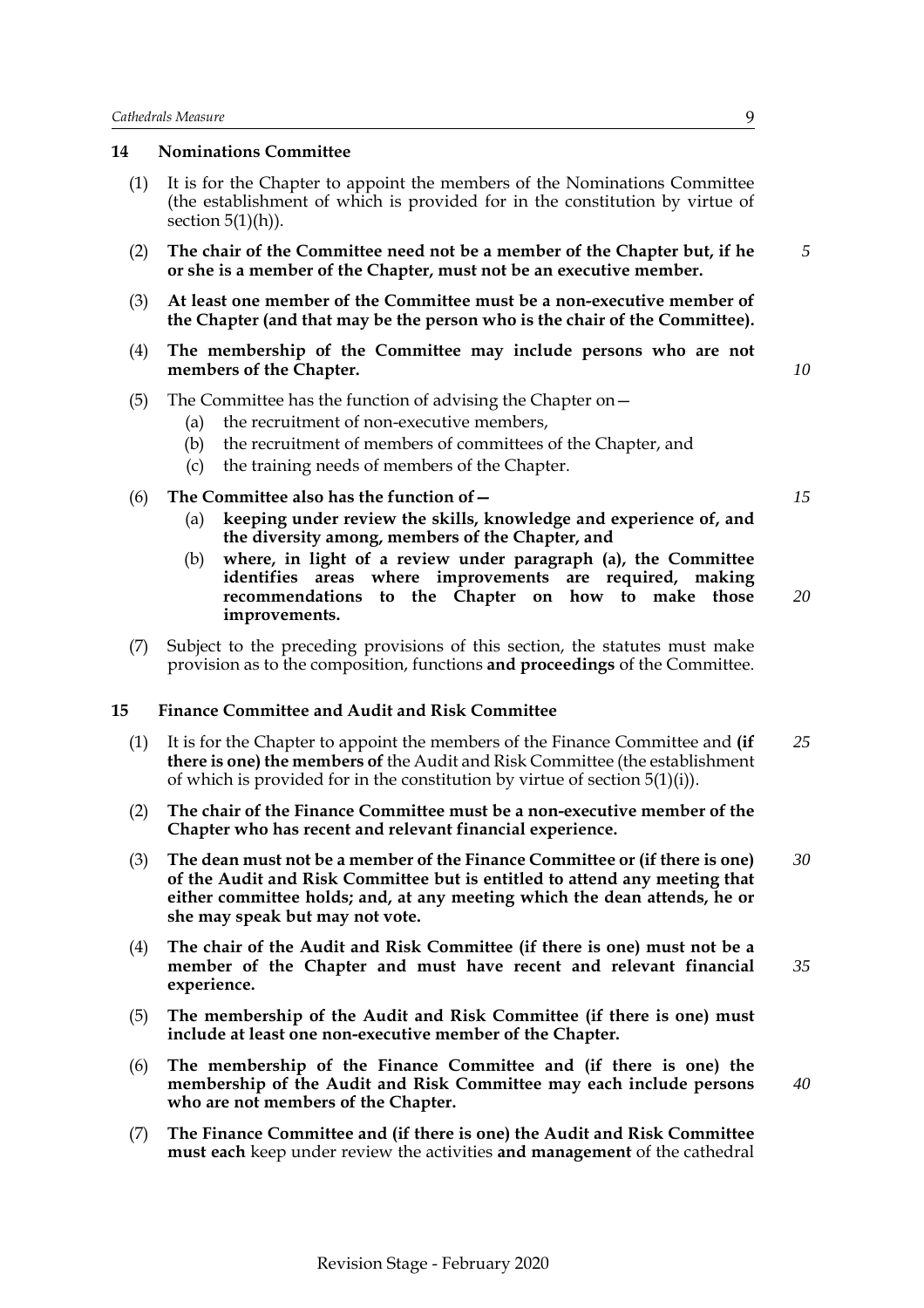## 14 Nominations Committee

(1) It is for the Chapter to appoint the members of the Nominations Committee (the establishment of which is provided for in the constitution by virtue of section 5(1)(h)).

(2) **The chair of the Committee need not be a member of the Chapter but, if he or she is a member of the Chapter, must not be an executive member.**

(3) **At least one member of the Committee must be a non-executive member of the Chapter (and that may be the person who is the chair of the Committee).**

(4) **The membership of the Committee may include persons who are not members of the Chapter.**

(5) The Committee has the function of advising the Chapter on—

- (a) the recruitment of non-executive members,
- (b) the recruitment of members of committees of the Chapter, and
- (c) the training needs of members of the Chapter.

(6) **The Committee also has the function of—**

- (a) **keeping under review the skills, knowledge and experience of, and the diversity among, members of the Chapter, and**
- (b) **where, in light of a review under paragraph (a), the Committee identifies areas where improvements are required, making recommendations to the Chapter on how to make those improvements.**

(7) Subject to the preceding provisions of this section, the statutes must make provision as to the composition, functions **and proceedings** of the Committee.

## 15 Finance Committee and Audit and Risk Committee

(1) It is for the Chapter to appoint the members of the Finance Committee and **(if there is one) the members of** the Audit and Risk Committee (the establishment of which is provided for in the constitution by virtue of section 5(1)(i)).

(2) **The chair of the Finance Committee must be a non-executive member of the Chapter who has recent and relevant financial experience.**

(3) **The dean must not be a member of the Finance Committee or (if there is one) of the Audit and Risk Committee but is entitled to attend any meeting that either committee holds; and, at any meeting which the dean attends, he or she may speak but may not vote.**

(4) **The chair of the Audit and Risk Committee (if there is one) must not be a member of the Chapter and must have recent and relevant financial experience.**

(5) **The membership of the Audit and Risk Committee (if there is one) must include at least one non-executive member of the Chapter.**

(6) **The membership of the Finance Committee and (if there is one) the membership of the Audit and Risk Committee may each include persons who are not members of the Chapter.**

(7) **The Finance Committee and (if there is one) the Audit and Risk Committee must each** keep under review the activities **and management** of the cathedral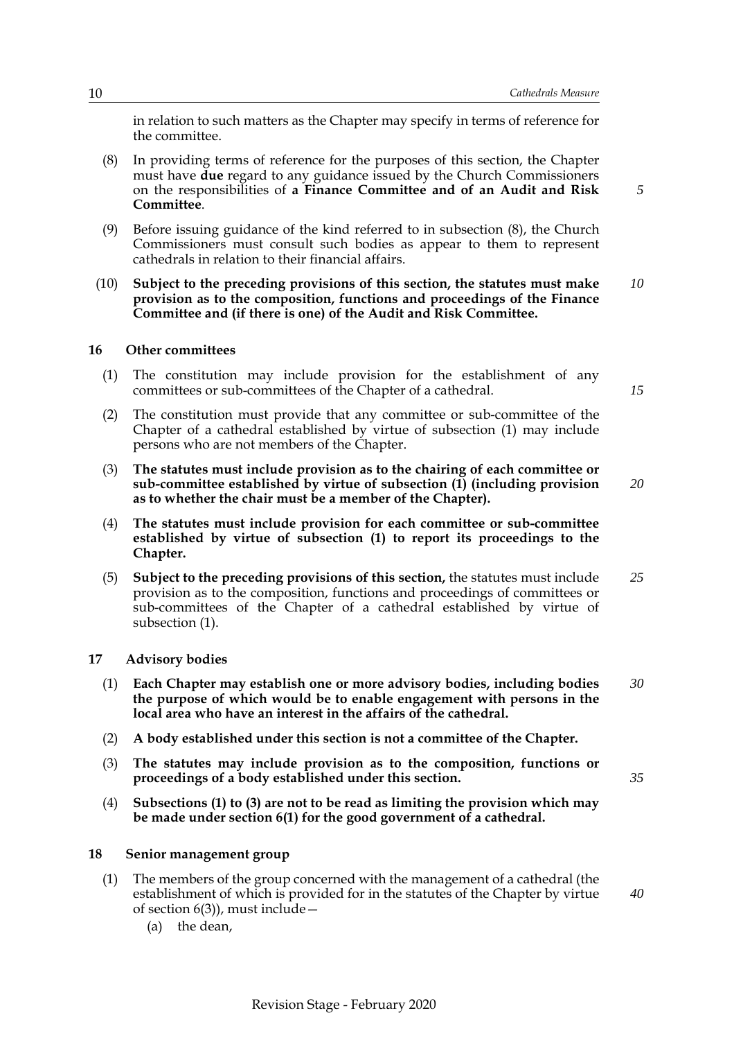in relation to such matters as the Chapter may specify in terms of reference for the committee.

(8) In providing terms of reference for the purposes of this section, the Chapter must have **due** regard to any guidance issued by the Church Commissioners on the responsibilities of **a Finance Committee and of an Audit and Risk Committee**.

(9) Before issuing guidance of the kind referred to in subsection (8), the Church Commissioners must consult such bodies as appear to them to represent cathedrals in relation to their financial affairs.

(10) **Subject to the preceding provisions of this section, the statutes must make provision as to the composition, functions and proceedings of the Finance Committee and (if there is one) of the Audit and Risk Committee.**

## 16 Other committees

(1) The constitution may include provision for the establishment of any committees or sub-committees of the Chapter of a cathedral.

(2) The constitution must provide that any committee or sub-committee of the Chapter of a cathedral established by virtue of subsection (1) may include persons who are not members of the Chapter.

(3) **The statutes must include provision as to the chairing of each committee or sub-committee established by virtue of subsection (1) (including provision as to whether the chair must be a member of the Chapter).**

(4) **The statutes must include provision for each committee or sub-committee established by virtue of subsection (1) to report its proceedings to the Chapter.**

(5) **Subject to the preceding provisions of this section,** the statutes must include provision as to the composition, functions and proceedings of committees or sub-committees of the Chapter of a cathedral established by virtue of subsection (1).

## 17 Advisory bodies

(1) **Each Chapter may establish one or more advisory bodies, including bodies the purpose of which would be to enable engagement with persons in the local area who have an interest in the affairs of the cathedral.**

(2) **A body established under this section is not a committee of the Chapter.**

(3) **The statutes may include provision as to the composition, functions or proceedings of a body established under this section.**

(4) **Subsections (1) to (3) are not to be read as limiting the provision which may be made under section 6(1) for the good government of a cathedral.**

## 18 Senior management group

(1) The members of the group concerned with the management of a cathedral (the establishment of which is provided for in the statutes of the Chapter by virtue of section 6(3)), must include—

(a) the dean,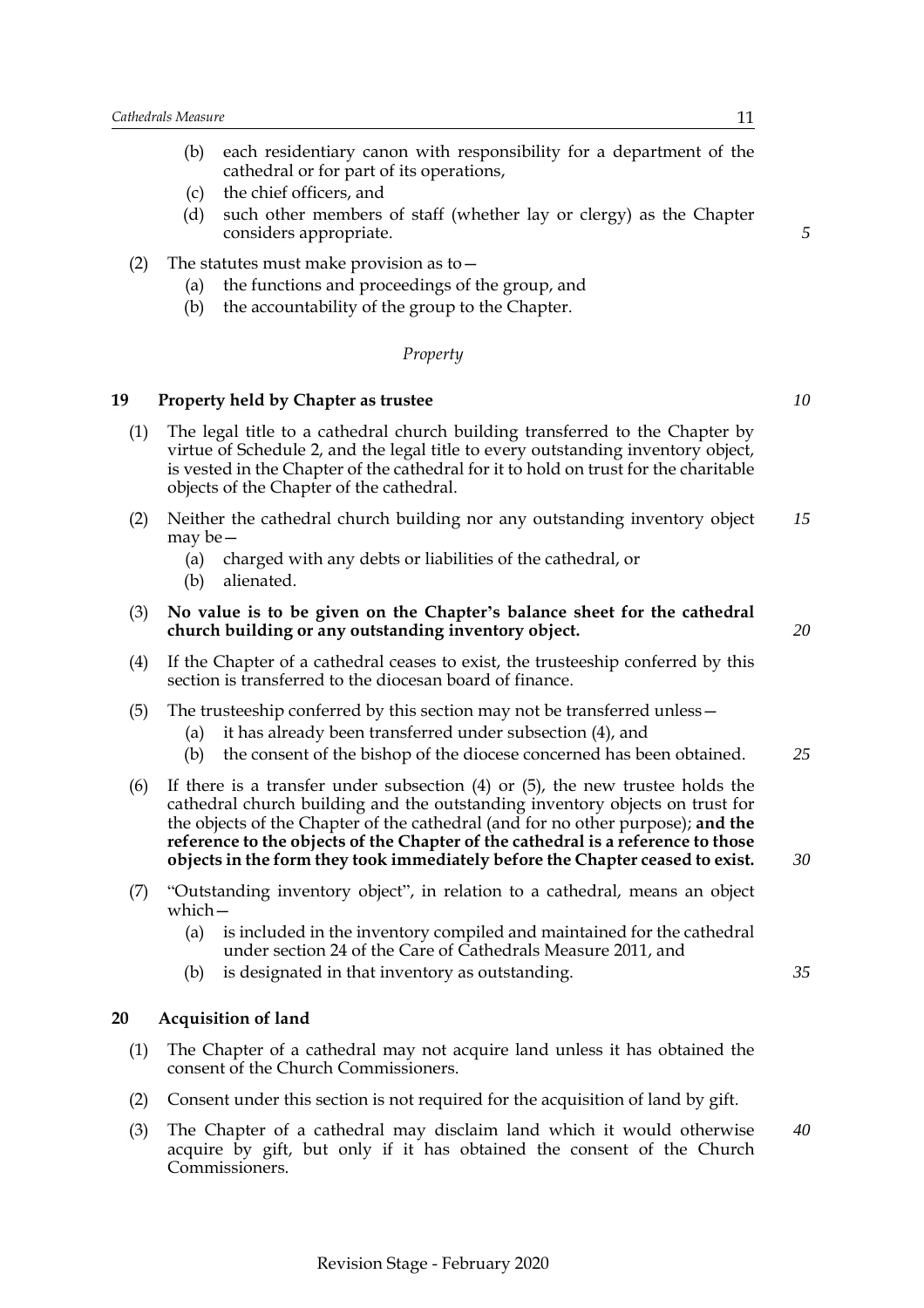(b) each residentiary canon with responsibility for a department of the cathedral or for part of its operations,

(c) the chief officers, and

(d) such other members of staff (whether lay or clergy) as the Chapter considers appropriate.

(2) The statutes must make provision as to—

(a) the functions and proceedings of the group, and

(b) the accountability of the group to the Chapter.

*Property*

### 19 Property held by Chapter as trustee

(1) The legal title to a cathedral church building transferred to the Chapter by virtue of Schedule 2, and the legal title to every outstanding inventory object, is vested in the Chapter of the cathedral for it to hold on trust for the charitable objects of the Chapter of the cathedral.

(2) Neither the cathedral church building nor any outstanding inventory object may be—

(a) charged with any debts or liabilities of the cathedral, or

(b) alienated.

(3) **No value is to be given on the Chapter's balance sheet for the cathedral church building or any outstanding inventory object.**

(4) If the Chapter of a cathedral ceases to exist, the trusteeship conferred by this section is transferred to the diocesan board of finance.

(5) The trusteeship conferred by this section may not be transferred unless—

(a) it has already been transferred under subsection (4), and

(b) the consent of the bishop of the diocese concerned has been obtained.

(6) If there is a transfer under subsection (4) or (5), the new trustee holds the cathedral church building and the outstanding inventory objects on trust for the objects of the Chapter of the cathedral (and for no other purpose); **and the reference to the objects of the Chapter of the cathedral is a reference to those objects in the form they took immediately before the Chapter ceased to exist.**

(7) "Outstanding inventory object", in relation to a cathedral, means an object which—

(a) is included in the inventory compiled and maintained for the cathedral under section 24 of the Care of Cathedrals Measure 2011, and

(b) is designated in that inventory as outstanding.

### 20 Acquisition of land

(1) The Chapter of a cathedral may not acquire land unless it has obtained the consent of the Church Commissioners.

(2) Consent under this section is not required for the acquisition of land by gift.

(3) The Chapter of a cathedral may disclaim land which it would otherwise acquire by gift, but only if it has obtained the consent of the Church Commissioners.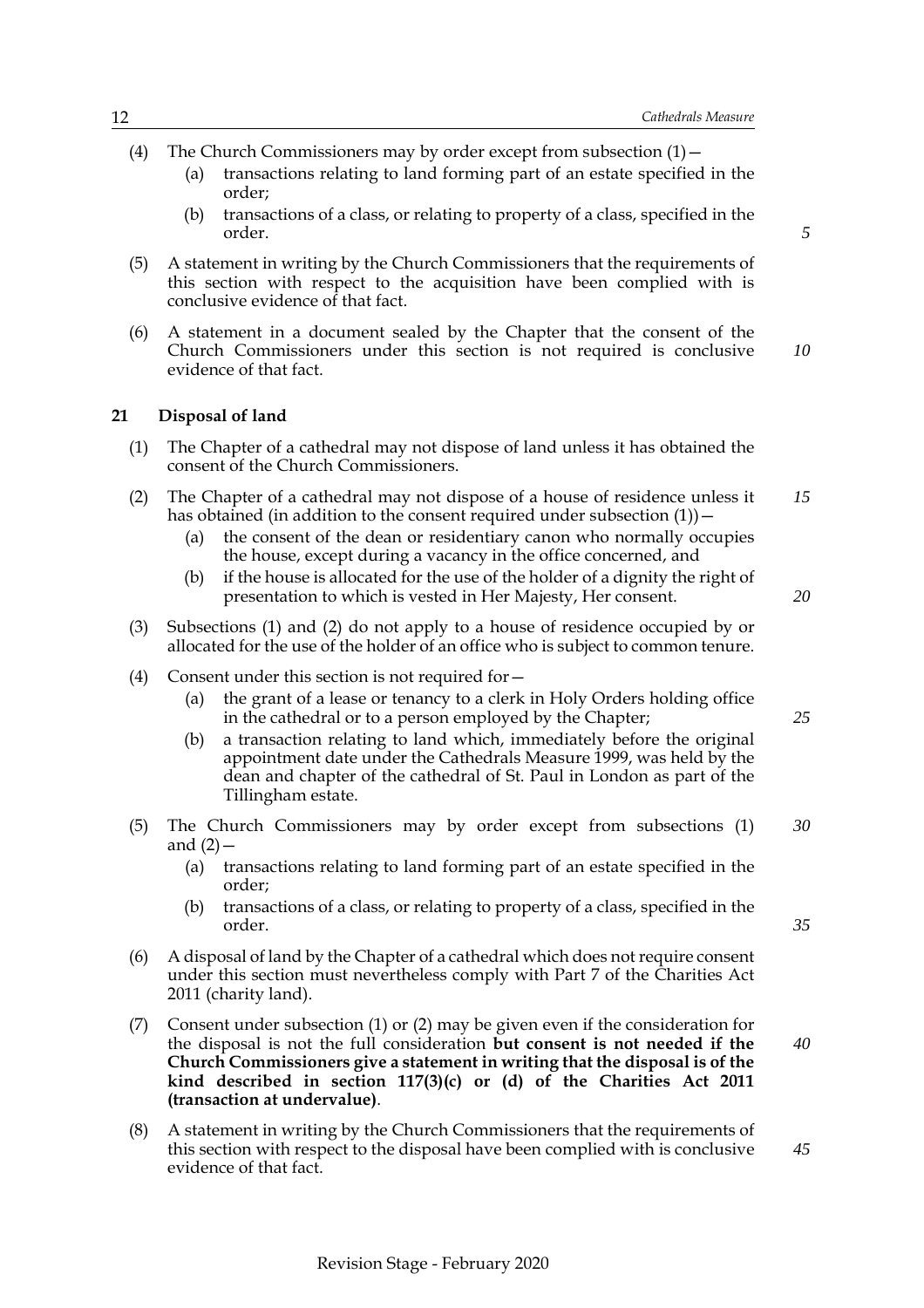(4) The Church Commissioners may by order except from subsection (1)—

  (a) transactions relating to land forming part of an estate specified in the order;

  (b) transactions of a class, or relating to property of a class, specified in the order.

(5) A statement in writing by the Church Commissioners that the requirements of this section with respect to the acquisition have been complied with is conclusive evidence of that fact.

(6) A statement in a document sealed by the Chapter that the consent of the Church Commissioners under this section is not required is conclusive evidence of that fact.

## 21 Disposal of land

(1) The Chapter of a cathedral may not dispose of land unless it has obtained the consent of the Church Commissioners.

(2) The Chapter of a cathedral may not dispose of a house of residence unless it has obtained (in addition to the consent required under subsection (1))—

  (a) the consent of the dean or residentiary canon who normally occupies the house, except during a vacancy in the office concerned, and

  (b) if the house is allocated for the use of the holder of a dignity the right of presentation to which is vested in Her Majesty, Her consent.

(3) Subsections (1) and (2) do not apply to a house of residence occupied by or allocated for the use of the holder of an office who is subject to common tenure.

(4) Consent under this section is not required for—

  (a) the grant of a lease or tenancy to a clerk in Holy Orders holding office in the cathedral or to a person employed by the Chapter;

  (b) a transaction relating to land which, immediately before the original appointment date under the Cathedrals Measure 1999, was held by the dean and chapter of the cathedral of St. Paul in London as part of the Tillingham estate.

(5) The Church Commissioners may by order except from subsections (1) and (2)—

  (a) transactions relating to land forming part of an estate specified in the order;

  (b) transactions of a class, or relating to property of a class, specified in the order.

(6) A disposal of land by the Chapter of a cathedral which does not require consent under this section must nevertheless comply with Part 7 of the Charities Act 2011 (charity land).

(7) Consent under subsection (1) or (2) may be given even if the consideration for the disposal is not the full consideration **but consent is not needed if the Church Commissioners give a statement in writing that the disposal is of the kind described in section 117(3)(c) or (d) of the Charities Act 2011 (transaction at undervalue)**.

(8) A statement in writing by the Church Commissioners that the requirements of this section with respect to the disposal have been complied with is conclusive evidence of that fact.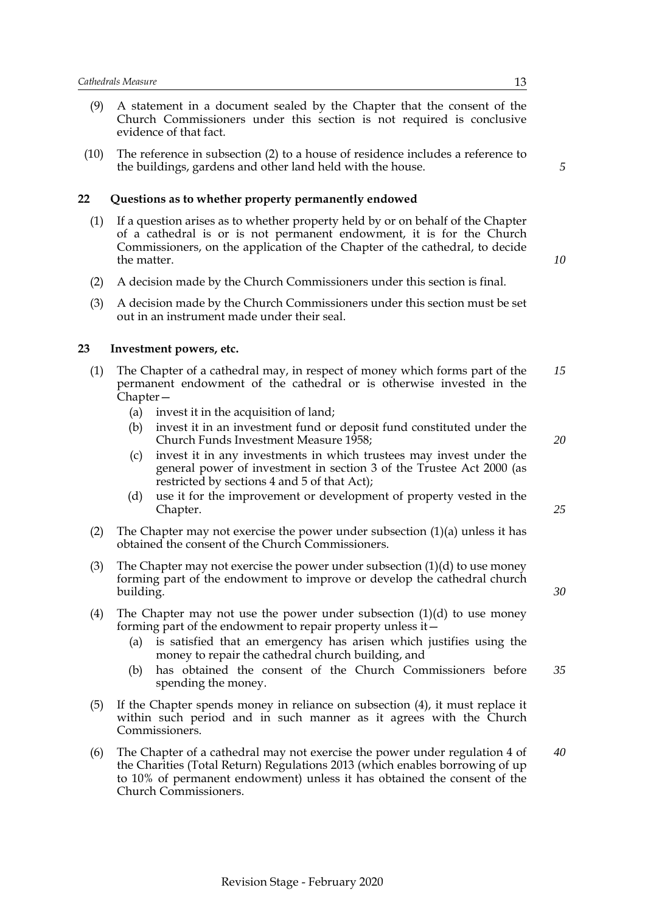(9) A statement in a document sealed by the Chapter that the consent of the Church Commissioners under this section is not required is conclusive evidence of that fact.

(10) The reference in subsection (2) to a house of residence includes a reference to the buildings, gardens and other land held with the house.

## 22 Questions as to whether property permanently endowed

(1) If a question arises as to whether property held by or on behalf of the Chapter of a cathedral is or is not permanent endowment, it is for the Church Commissioners, on the application of the Chapter of the cathedral, to decide the matter.

(2) A decision made by the Church Commissioners under this section is final.

(3) A decision made by the Church Commissioners under this section must be set out in an instrument made under their seal.

## 23 Investment powers, etc.

(1) The Chapter of a cathedral may, in respect of money which forms part of the permanent endowment of the cathedral or is otherwise invested in the Chapter—

- (a) invest it in the acquisition of land;
- (b) invest it in an investment fund or deposit fund constituted under the Church Funds Investment Measure 1958;
- (c) invest it in any investments in which trustees may invest under the general power of investment in section 3 of the Trustee Act 2000 (as restricted by sections 4 and 5 of that Act);
- (d) use it for the improvement or development of property vested in the Chapter.

(2) The Chapter may not exercise the power under subsection (1)(a) unless it has obtained the consent of the Church Commissioners.

(3) The Chapter may not exercise the power under subsection (1)(d) to use money forming part of the endowment to improve or develop the cathedral church building.

(4) The Chapter may not use the power under subsection (1)(d) to use money forming part of the endowment to repair property unless it—

- (a) is satisfied that an emergency has arisen which justifies using the money to repair the cathedral church building, and
- (b) has obtained the consent of the Church Commissioners before spending the money.

(5) If the Chapter spends money in reliance on subsection (4), it must replace it within such period and in such manner as it agrees with the Church Commissioners.

(6) The Chapter of a cathedral may not exercise the power under regulation 4 of the Charities (Total Return) Regulations 2013 (which enables borrowing of up to 10% of permanent endowment) unless it has obtained the consent of the Church Commissioners.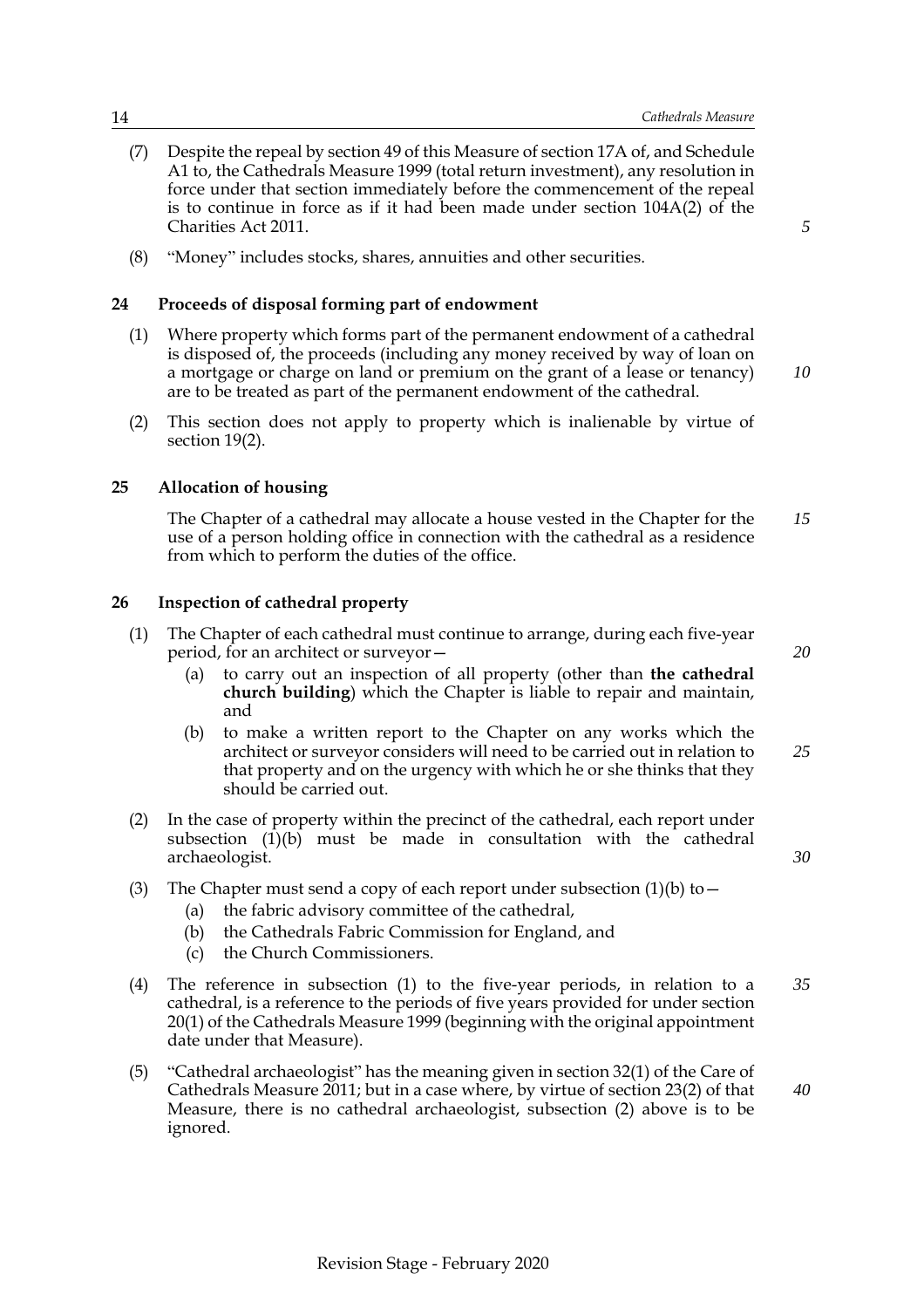(7) Despite the repeal by section 49 of this Measure of section 17A of, and Schedule A1 to, the Cathedrals Measure 1999 (total return investment), any resolution in force under that section immediately before the commencement of the repeal is to continue in force as if it had been made under section 104A(2) of the Charities Act 2011.

(8) "Money" includes stocks, shares, annuities and other securities.

### 24 Proceeds of disposal forming part of endowment

(1) Where property which forms part of the permanent endowment of a cathedral is disposed of, the proceeds (including any money received by way of loan on a mortgage or charge on land or premium on the grant of a lease or tenancy) are to be treated as part of the permanent endowment of the cathedral.

(2) This section does not apply to property which is inalienable by virtue of section 19(2).

### 25 Allocation of housing

The Chapter of a cathedral may allocate a house vested in the Chapter for the use of a person holding office in connection with the cathedral as a residence from which to perform the duties of the office.

### 26 Inspection of cathedral property

(1) The Chapter of each cathedral must continue to arrange, during each five-year period, for an architect or surveyor—
   - (a) to carry out an inspection of all property (other than **the cathedral church building**) which the Chapter is liable to repair and maintain, and
   - (b) to make a written report to the Chapter on any works which the architect or surveyor considers will need to be carried out in relation to that property and on the urgency with which he or she thinks that they should be carried out.

(2) In the case of property within the precinct of the cathedral, each report under subsection (1)(b) must be made in consultation with the cathedral archaeologist.

(3) The Chapter must send a copy of each report under subsection (1)(b) to—
   - (a) the fabric advisory committee of the cathedral,
   - (b) the Cathedrals Fabric Commission for England, and
   - (c) the Church Commissioners.

(4) The reference in subsection (1) to the five-year periods, in relation to a cathedral, is a reference to the periods of five years provided for under section 20(1) of the Cathedrals Measure 1999 (beginning with the original appointment date under that Measure).

(5) "Cathedral archaeologist" has the meaning given in section 32(1) of the Care of Cathedrals Measure 2011; but in a case where, by virtue of section 23(2) of that Measure, there is no cathedral archaeologist, subsection (2) above is to be ignored.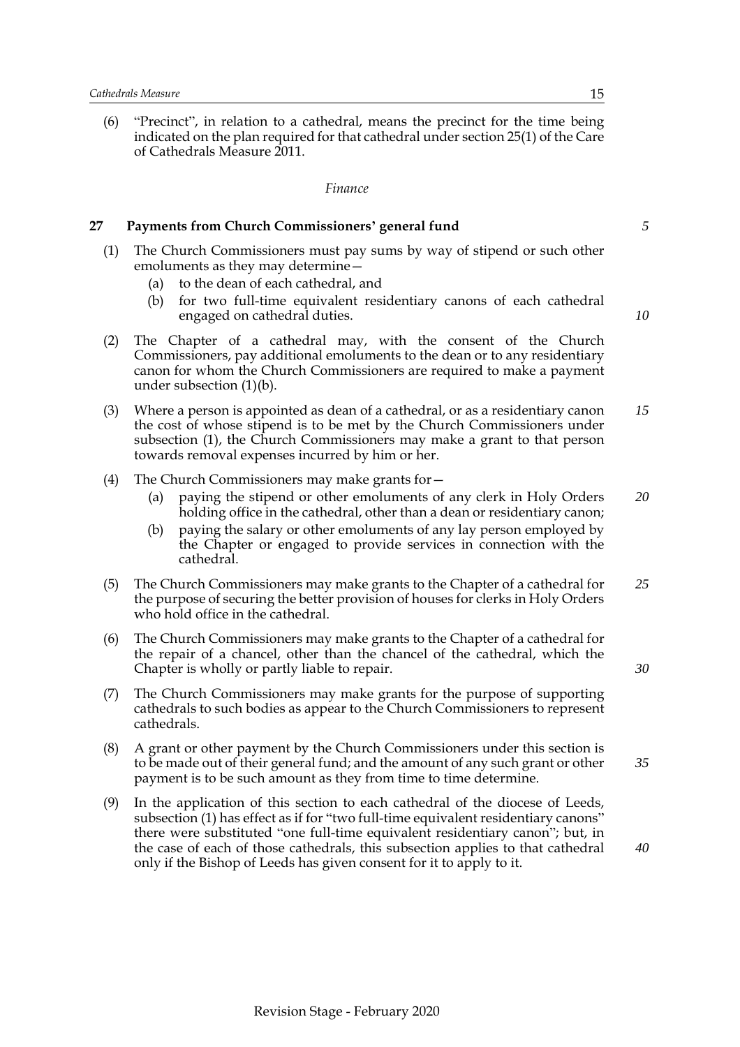(6) "Precinct", in relation to a cathedral, means the precinct for the time being indicated on the plan required for that cathedral under section 25(1) of the Care of Cathedrals Measure 2011.

*Finance*

## 27 Payments from Church Commissioners' general fund

(1) The Church Commissioners must pay sums by way of stipend or such other emoluments as they may determine—

  (a) to the dean of each cathedral, and

  (b) for two full-time equivalent residentiary canons of each cathedral engaged on cathedral duties.

(2) The Chapter of a cathedral may, with the consent of the Church Commissioners, pay additional emoluments to the dean or to any residentiary canon for whom the Church Commissioners are required to make a payment under subsection (1)(b).

(3) Where a person is appointed as dean of a cathedral, or as a residentiary canon the cost of whose stipend is to be met by the Church Commissioners under subsection (1), the Church Commissioners may make a grant to that person towards removal expenses incurred by him or her.

(4) The Church Commissioners may make grants for—

  (a) paying the stipend or other emoluments of any clerk in Holy Orders holding office in the cathedral, other than a dean or residentiary canon;

  (b) paying the salary or other emoluments of any lay person employed by the Chapter or engaged to provide services in connection with the cathedral.

(5) The Church Commissioners may make grants to the Chapter of a cathedral for the purpose of securing the better provision of houses for clerks in Holy Orders who hold office in the cathedral.

(6) The Church Commissioners may make grants to the Chapter of a cathedral for the repair of a chancel, other than the chancel of the cathedral, which the Chapter is wholly or partly liable to repair.

(7) The Church Commissioners may make grants for the purpose of supporting cathedrals to such bodies as appear to the Church Commissioners to represent cathedrals.

(8) A grant or other payment by the Church Commissioners under this section is to be made out of their general fund; and the amount of any such grant or other payment is to be such amount as they from time to time determine.

(9) In the application of this section to each cathedral of the diocese of Leeds, subsection (1) has effect as if for "two full-time equivalent residentiary canons" there were substituted "one full-time equivalent residentiary canon"; but, in the case of each of those cathedrals, this subsection applies to that cathedral only if the Bishop of Leeds has given consent for it to apply to it.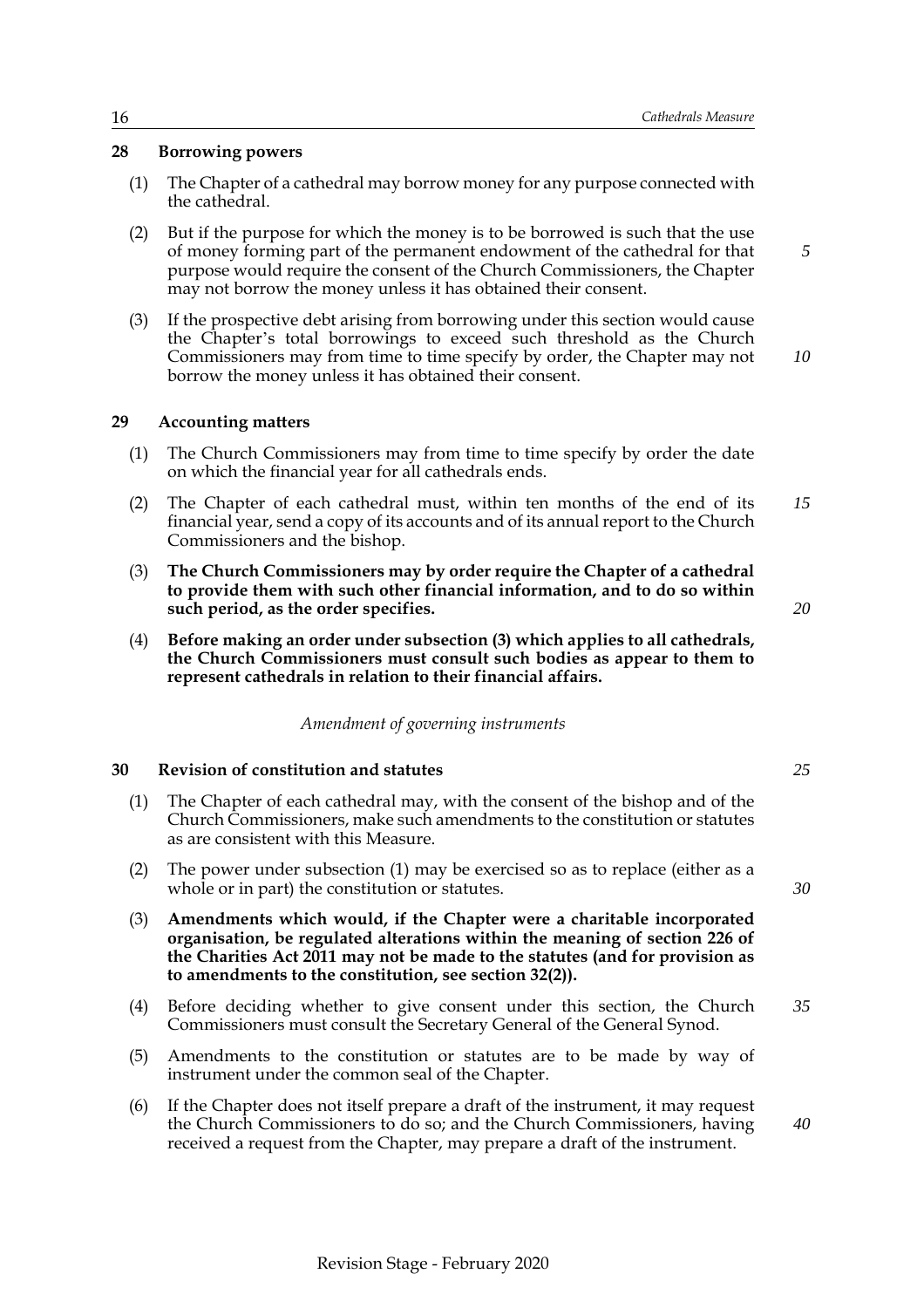## 28 Borrowing powers

(1) The Chapter of a cathedral may borrow money for any purpose connected with the cathedral.

(2) But if the purpose for which the money is to be borrowed is such that the use of money forming part of the permanent endowment of the cathedral for that purpose would require the consent of the Church Commissioners, the Chapter may not borrow the money unless it has obtained their consent.

(3) If the prospective debt arising from borrowing under this section would cause the Chapter's total borrowings to exceed such threshold as the Church Commissioners may from time to time specify by order, the Chapter may not borrow the money unless it has obtained their consent.

## 29 Accounting matters

(1) The Church Commissioners may from time to time specify by order the date on which the financial year for all cathedrals ends.

(2) The Chapter of each cathedral must, within ten months of the end of its financial year, send a copy of its accounts and of its annual report to the Church Commissioners and the bishop.

(3) **The Church Commissioners may by order require the Chapter of a cathedral to provide them with such other financial information, and to do so within such period, as the order specifies.**

(4) **Before making an order under subsection (3) which applies to all cathedrals, the Church Commissioners must consult such bodies as appear to them to represent cathedrals in relation to their financial affairs.**

*Amendment of governing instruments*

## 30 Revision of constitution and statutes

(1) The Chapter of each cathedral may, with the consent of the bishop and of the Church Commissioners, make such amendments to the constitution or statutes as are consistent with this Measure.

(2) The power under subsection (1) may be exercised so as to replace (either as a whole or in part) the constitution or statutes.

(3) **Amendments which would, if the Chapter were a charitable incorporated organisation, be regulated alterations within the meaning of section 226 of the Charities Act 2011 may not be made to the statutes (and for provision as to amendments to the constitution, see section 32(2)).**

(4) Before deciding whether to give consent under this section, the Church Commissioners must consult the Secretary General of the General Synod.

(5) Amendments to the constitution or statutes are to be made by way of instrument under the common seal of the Chapter.

(6) If the Chapter does not itself prepare a draft of the instrument, it may request the Church Commissioners to do so; and the Church Commissioners, having received a request from the Chapter, may prepare a draft of the instrument.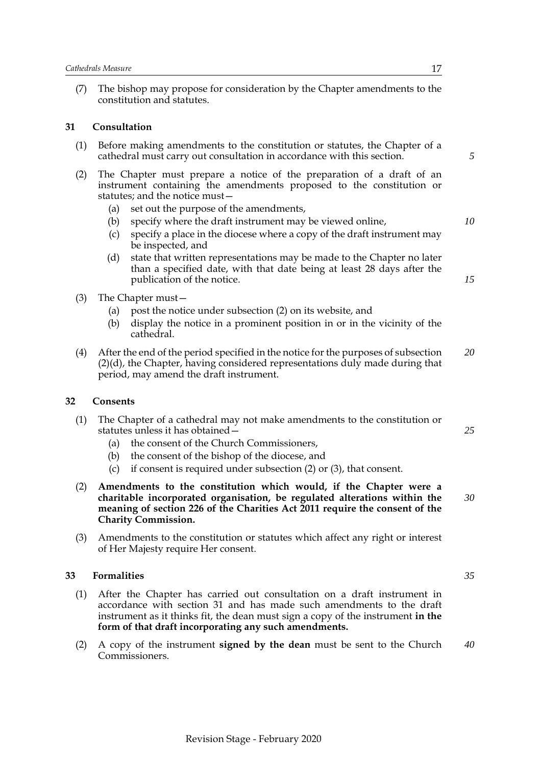(7) The bishop may propose for consideration by the Chapter amendments to the constitution and statutes.

## 31 Consultation

(1) Before making amendments to the constitution or statutes, the Chapter of a cathedral must carry out consultation in accordance with this section.

(2) The Chapter must prepare a notice of the preparation of a draft of an instrument containing the amendments proposed to the constitution or statutes; and the notice must—

- (a) set out the purpose of the amendments,
- (b) specify where the draft instrument may be viewed online,
- (c) specify a place in the diocese where a copy of the draft instrument may be inspected, and
- (d) state that written representations may be made to the Chapter no later than a specified date, with that date being at least 28 days after the publication of the notice.

(3) The Chapter must—

- (a) post the notice under subsection (2) on its website, and
- (b) display the notice in a prominent position in or in the vicinity of the cathedral.

(4) After the end of the period specified in the notice for the purposes of subsection (2)(d), the Chapter, having considered representations duly made during that period, may amend the draft instrument.

## 32 Consents

(1) The Chapter of a cathedral may not make amendments to the constitution or statutes unless it has obtained—

- (a) the consent of the Church Commissioners,
- (b) the consent of the bishop of the diocese, and
- (c) if consent is required under subsection (2) or (3), that consent.

(2) **Amendments to the constitution which would, if the Chapter were a charitable incorporated organisation, be regulated alterations within the meaning of section 226 of the Charities Act 2011 require the consent of the Charity Commission.**

(3) Amendments to the constitution or statutes which affect any right or interest of Her Majesty require Her consent.

## 33 Formalities

(1) After the Chapter has carried out consultation on a draft instrument in accordance with section 31 and has made such amendments to the draft instrument as it thinks fit, the dean must sign a copy of the instrument **in the form of that draft incorporating any such amendments.**

(2) A copy of the instrument **signed by the dean** must be sent to the Church Commissioners.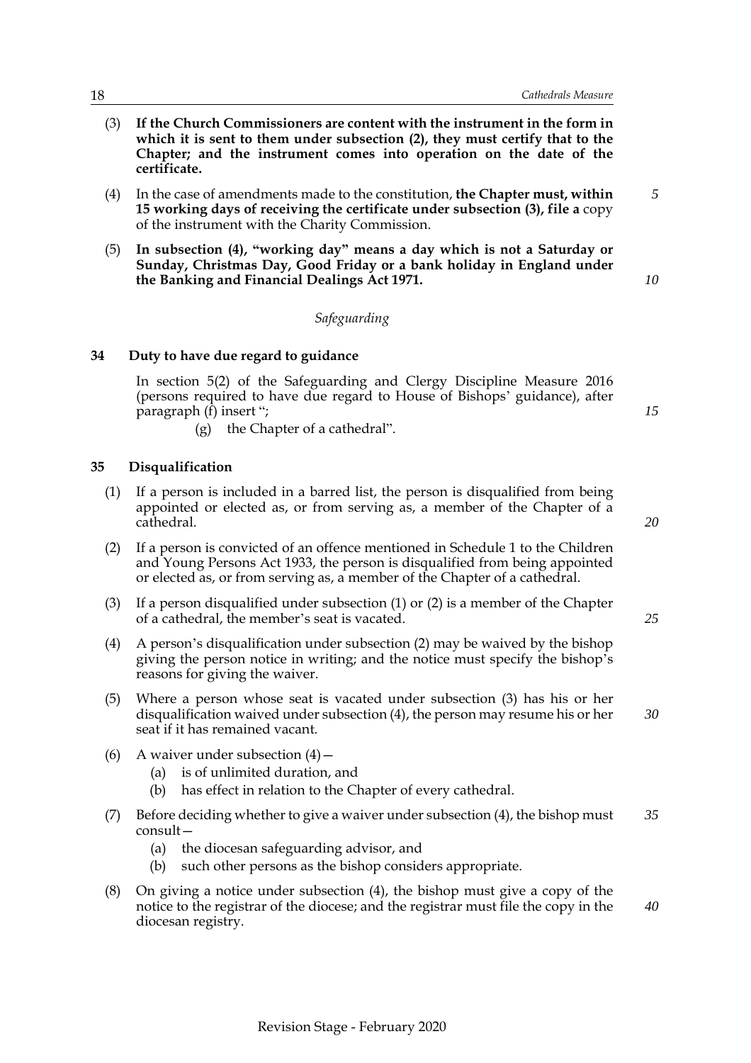(3) **If the Church Commissioners are content with the instrument in the form in which it is sent to them under subsection (2), they must certify that to the Chapter; and the instrument comes into operation on the date of the certificate.**

(4) In the case of amendments made to the constitution, **the Chapter must, within 15 working days of receiving the certificate under subsection (3), file a** copy of the instrument with the Charity Commission.

(5) **In subsection (4), "working day" means a day which is not a Saturday or Sunday, Christmas Day, Good Friday or a bank holiday in England under the Banking and Financial Dealings Act 1971.**

*Safeguarding*

### 34 Duty to have due regard to guidance

In section 5(2) of the Safeguarding and Clergy Discipline Measure 2016 (persons required to have due regard to House of Bishops' guidance), after paragraph (f) insert ";

(g) the Chapter of a cathedral".

### 35 Disqualification

(1) If a person is included in a barred list, the person is disqualified from being appointed or elected as, or from serving as, a member of the Chapter of a cathedral.

(2) If a person is convicted of an offence mentioned in Schedule 1 to the Children and Young Persons Act 1933, the person is disqualified from being appointed or elected as, or from serving as, a member of the Chapter of a cathedral.

(3) If a person disqualified under subsection (1) or (2) is a member of the Chapter of a cathedral, the member's seat is vacated.

(4) A person's disqualification under subsection (2) may be waived by the bishop giving the person notice in writing; and the notice must specify the bishop's reasons for giving the waiver.

(5) Where a person whose seat is vacated under subsection (3) has his or her disqualification waived under subsection (4), the person may resume his or her seat if it has remained vacant.

(6) A waiver under subsection (4)—
   (a) is of unlimited duration, and
   (b) has effect in relation to the Chapter of every cathedral.

(7) Before deciding whether to give a waiver under subsection (4), the bishop must consult—
   (a) the diocesan safeguarding advisor, and
   (b) such other persons as the bishop considers appropriate.

(8) On giving a notice under subsection (4), the bishop must give a copy of the notice to the registrar of the diocese; and the registrar must file the copy in the diocesan registry.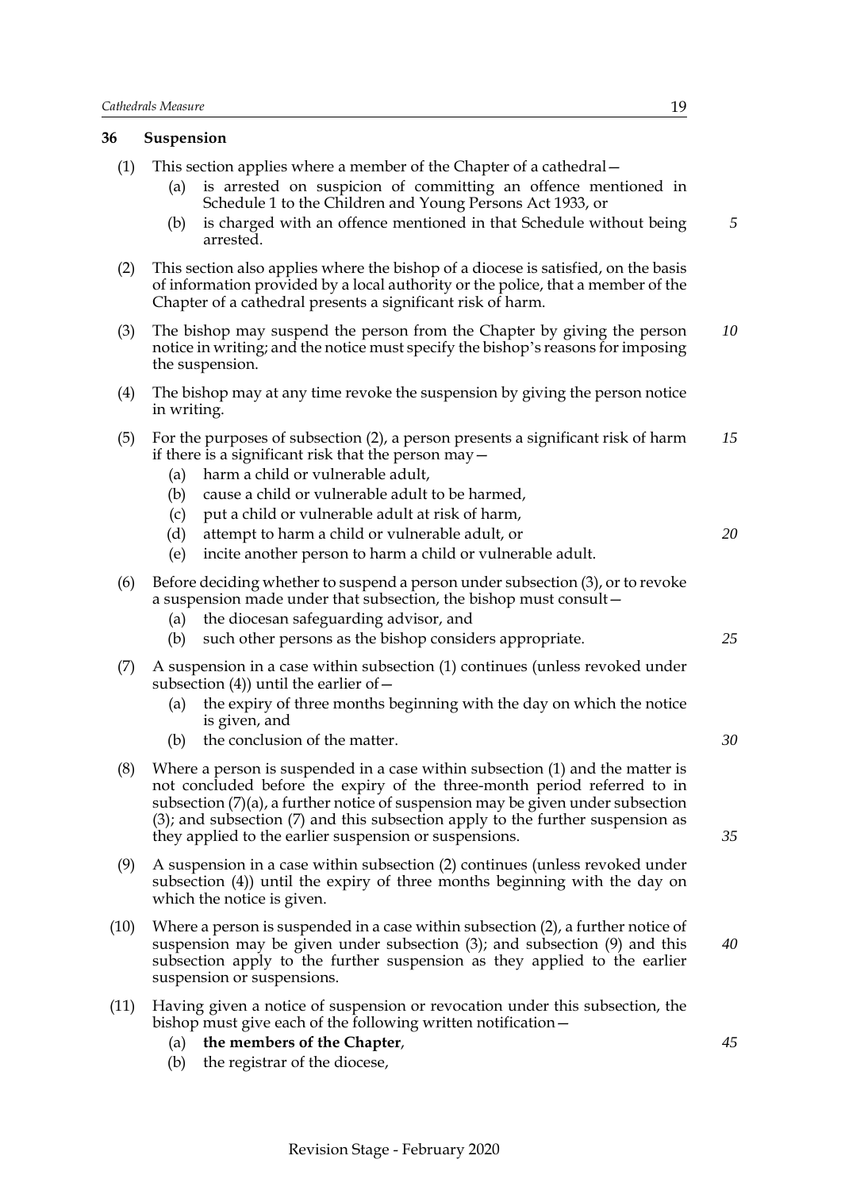### 36 Suspension

(1) This section applies where a member of the Chapter of a cathedral—

(a) is arrested on suspicion of committing an offence mentioned in Schedule 1 to the Children and Young Persons Act 1933, or

(b) is charged with an offence mentioned in that Schedule without being arrested.

(2) This section also applies where the bishop of a diocese is satisfied, on the basis of information provided by a local authority or the police, that a member of the Chapter of a cathedral presents a significant risk of harm.

(3) The bishop may suspend the person from the Chapter by giving the person notice in writing; and the notice must specify the bishop's reasons for imposing the suspension.

(4) The bishop may at any time revoke the suspension by giving the person notice in writing.

(5) For the purposes of subsection (2), a person presents a significant risk of harm if there is a significant risk that the person may—

(a) harm a child or vulnerable adult,

(b) cause a child or vulnerable adult to be harmed,

(c) put a child or vulnerable adult at risk of harm,

(d) attempt to harm a child or vulnerable adult, or

(e) incite another person to harm a child or vulnerable adult.

(6) Before deciding whether to suspend a person under subsection (3), or to revoke a suspension made under that subsection, the bishop must consult—

(a) the diocesan safeguarding advisor, and

(b) such other persons as the bishop considers appropriate.

(7) A suspension in a case within subsection (1) continues (unless revoked under subsection (4)) until the earlier of—

(a) the expiry of three months beginning with the day on which the notice is given, and

(b) the conclusion of the matter.

(8) Where a person is suspended in a case within subsection (1) and the matter is not concluded before the expiry of the three-month period referred to in subsection (7)(a), a further notice of suspension may be given under subsection (3); and subsection (7) and this subsection apply to the further suspension as they applied to the earlier suspension or suspensions.

(9) A suspension in a case within subsection (2) continues (unless revoked under subsection (4)) until the expiry of three months beginning with the day on which the notice is given.

(10) Where a person is suspended in a case within subsection (2), a further notice of suspension may be given under subsection (3); and subsection (9) and this subsection apply to the further suspension as they applied to the earlier suspension or suspensions.

(11) Having given a notice of suspension or revocation under this subsection, the bishop must give each of the following written notification—

(a) **the members of the Chapter**,

(b) the registrar of the diocese,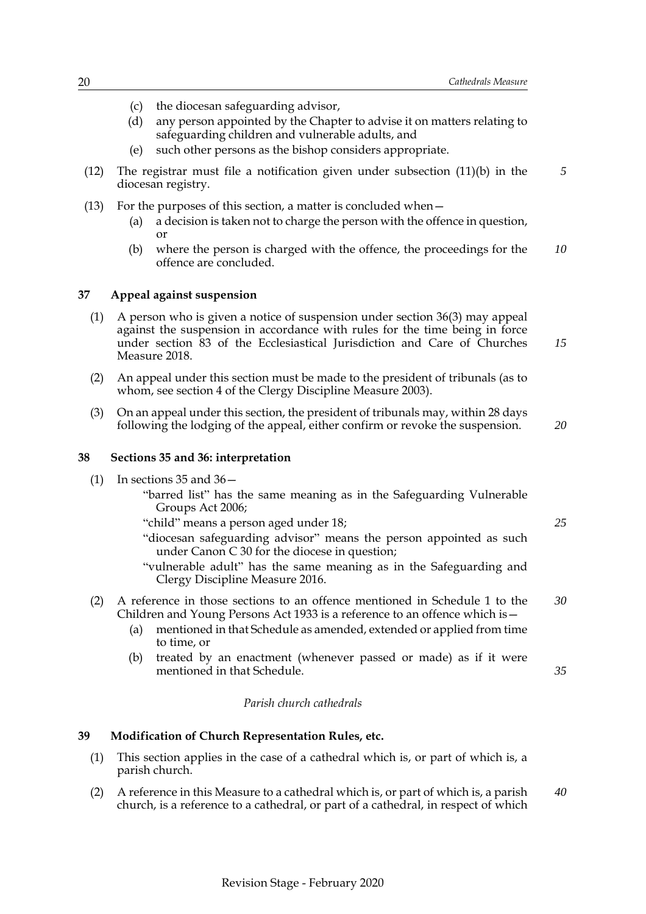(c) the diocesan safeguarding advisor,

(d) any person appointed by the Chapter to advise it on matters relating to safeguarding children and vulnerable adults, and

(e) such other persons as the bishop considers appropriate.

(12) The registrar must file a notification given under subsection (11)(b) in the diocesan registry.

(13) For the purposes of this section, a matter is concluded when—

(a) a decision is taken not to charge the person with the offence in question, or

(b) where the person is charged with the offence, the proceedings for the offence are concluded.

## 37 Appeal against suspension

(1) A person who is given a notice of suspension under section 36(3) may appeal against the suspension in accordance with rules for the time being in force under section 83 of the Ecclesiastical Jurisdiction and Care of Churches Measure 2018.

(2) An appeal under this section must be made to the president of tribunals (as to whom, see section 4 of the Clergy Discipline Measure 2003).

(3) On an appeal under this section, the president of tribunals may, within 28 days following the lodging of the appeal, either confirm or revoke the suspension.

## 38 Sections 35 and 36: interpretation

(1) In sections 35 and 36—

"barred list" has the same meaning as in the Safeguarding Vulnerable Groups Act 2006;

"child" means a person aged under 18;

"diocesan safeguarding advisor" means the person appointed as such under Canon C 30 for the diocese in question;

"vulnerable adult" has the same meaning as in the Safeguarding and Clergy Discipline Measure 2016.

(2) A reference in those sections to an offence mentioned in Schedule 1 to the Children and Young Persons Act 1933 is a reference to an offence which is—

(a) mentioned in that Schedule as amended, extended or applied from time to time, or

(b) treated by an enactment (whenever passed or made) as if it were mentioned in that Schedule.

*Parish church cathedrals*

## 39 Modification of Church Representation Rules, etc.

(1) This section applies in the case of a cathedral which is, or part of which is, a parish church.

(2) A reference in this Measure to a cathedral which is, or part of which is, a parish church, is a reference to a cathedral, or part of a cathedral, in respect of which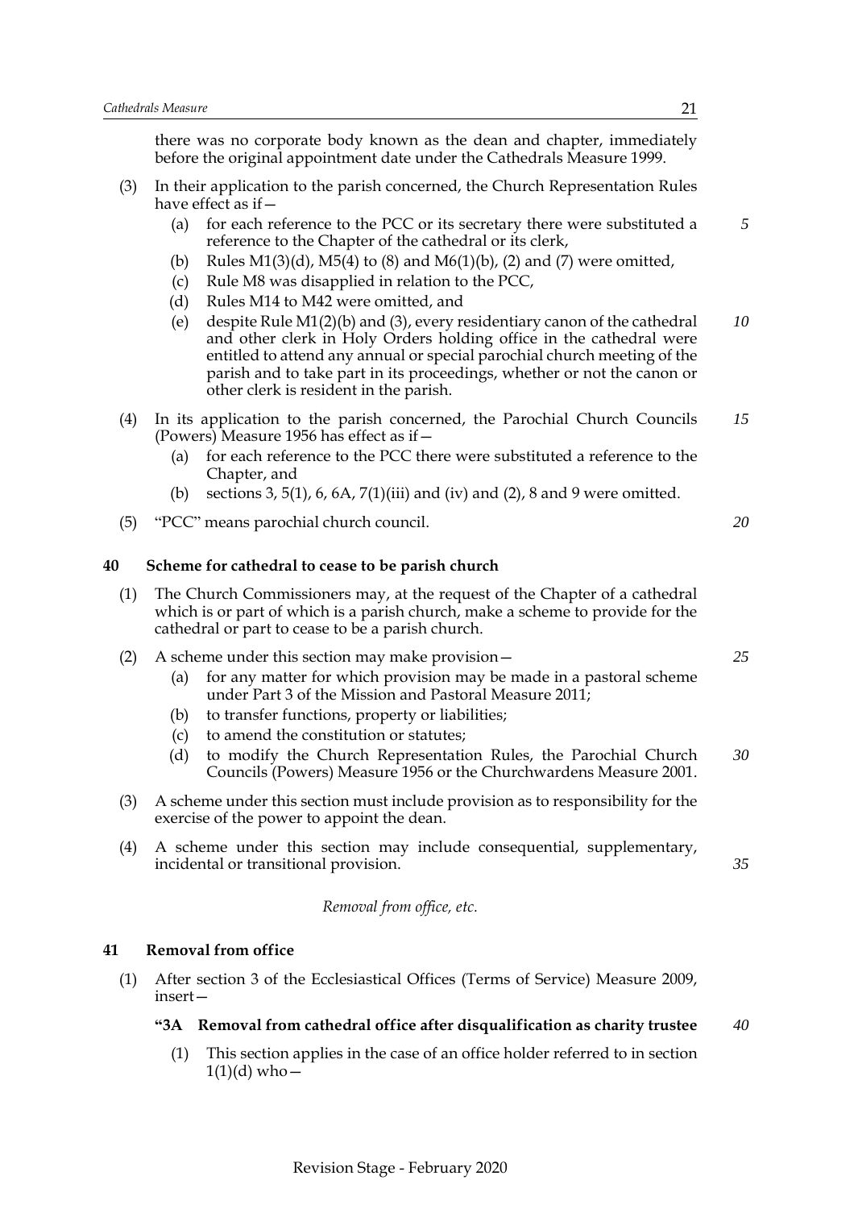there was no corporate body known as the dean and chapter, immediately before the original appointment date under the Cathedrals Measure 1999.

(3) In their application to the parish concerned, the Church Representation Rules have effect as if—

(a) for each reference to the PCC or its secretary there were substituted a reference to the Chapter of the cathedral or its clerk,

(b) Rules M1(3)(d), M5(4) to (8) and M6(1)(b), (2) and (7) were omitted,

(c) Rule M8 was disapplied in relation to the PCC,

(d) Rules M14 to M42 were omitted, and

(e) despite Rule M1(2)(b) and (3), every residentiary canon of the cathedral and other clerk in Holy Orders holding office in the cathedral were entitled to attend any annual or special parochial church meeting of the parish and to take part in its proceedings, whether or not the canon or other clerk is resident in the parish.

(4) In its application to the parish concerned, the Parochial Church Councils (Powers) Measure 1956 has effect as if—

(a) for each reference to the PCC there were substituted a reference to the Chapter, and

(b) sections 3, 5(1), 6, 6A, 7(1)(iii) and (iv) and (2), 8 and 9 were omitted.

(5) "PCC" means parochial church council.

## 40 Scheme for cathedral to cease to be parish church

(1) The Church Commissioners may, at the request of the Chapter of a cathedral which is or part of which is a parish church, make a scheme to provide for the cathedral or part to cease to be a parish church.

(2) A scheme under this section may make provision—

(a) for any matter for which provision may be made in a pastoral scheme under Part 3 of the Mission and Pastoral Measure 2011;

(b) to transfer functions, property or liabilities;

(c) to amend the constitution or statutes;

(d) to modify the Church Representation Rules, the Parochial Church Councils (Powers) Measure 1956 or the Churchwardens Measure 2001.

(3) A scheme under this section must include provision as to responsibility for the exercise of the power to appoint the dean.

(4) A scheme under this section may include consequential, supplementary, incidental or transitional provision.

*Removal from office, etc.*

## 41 Removal from office

(1) After section 3 of the Ecclesiastical Offices (Terms of Service) Measure 2009, insert—

**"3A Removal from cathedral office after disqualification as charity trustee**

(1) This section applies in the case of an office holder referred to in section 1(1)(d) who—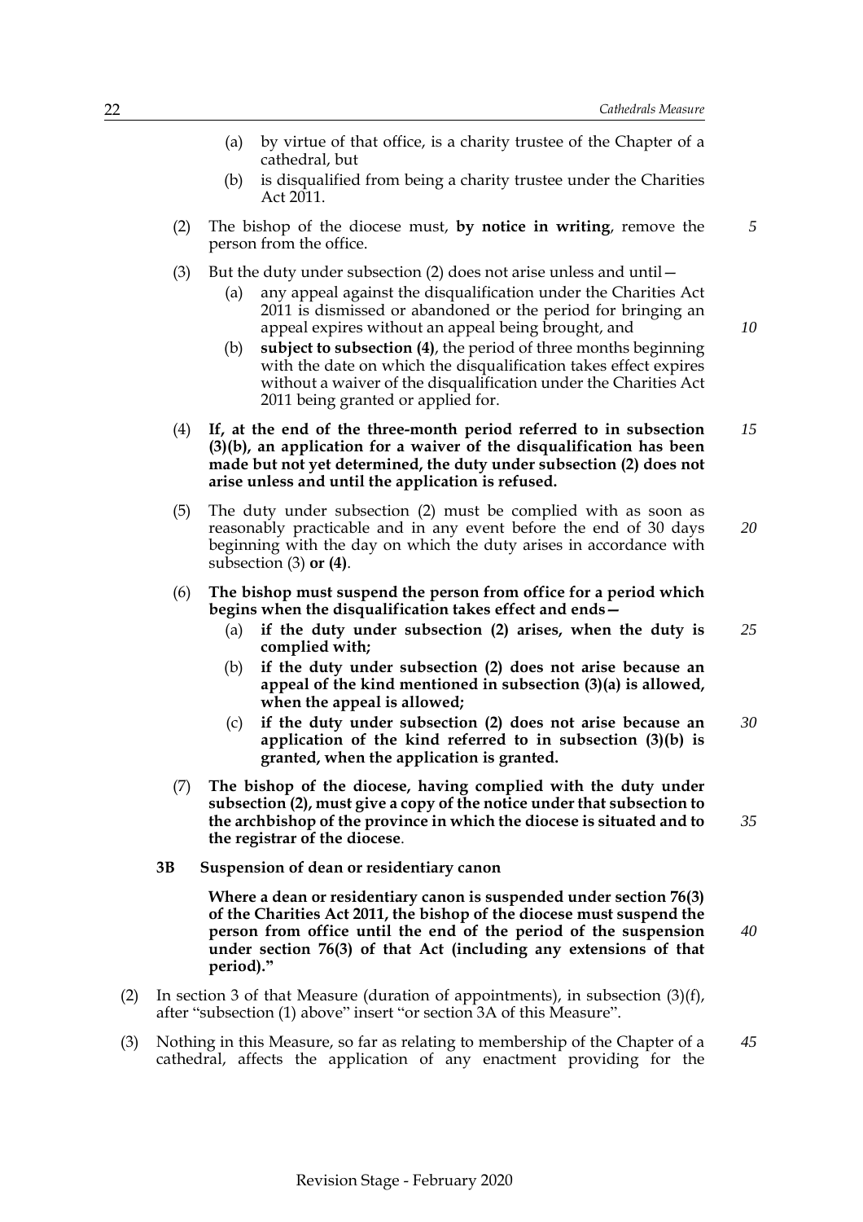(a) by virtue of that office, is a charity trustee of the Chapter of a cathedral, but

(b) is disqualified from being a charity trustee under the Charities Act 2011.

(2) The bishop of the diocese must, **by notice in writing**, remove the person from the office.

(3) But the duty under subsection (2) does not arise unless and until—

(a) any appeal against the disqualification under the Charities Act 2011 is dismissed or abandoned or the period for bringing an appeal expires without an appeal being brought, and

(b) **subject to subsection (4)**, the period of three months beginning with the date on which the disqualification takes effect expires without a waiver of the disqualification under the Charities Act 2011 being granted or applied for.

(4) **If, at the end of the three-month period referred to in subsection (3)(b), an application for a waiver of the disqualification has been made but not yet determined, the duty under subsection (2) does not arise unless and until the application is refused.**

(5) The duty under subsection (2) must be complied with as soon as reasonably practicable and in any event before the end of 30 days beginning with the day on which the duty arises in accordance with subsection (3) **or (4)**.

(6) **The bishop must suspend the person from office for a period which begins when the disqualification takes effect and ends—**

(a) **if the duty under subsection (2) arises, when the duty is complied with;**

(b) **if the duty under subsection (2) does not arise because an appeal of the kind mentioned in subsection (3)(a) is allowed, when the appeal is allowed;**

(c) **if the duty under subsection (2) does not arise because an application of the kind referred to in subsection (3)(b) is granted, when the application is granted.**

(7) **The bishop of the diocese, having complied with the duty under subsection (2), must give a copy of the notice under that subsection to the archbishop of the province in which the diocese is situated and to the registrar of the diocese**.

**3B Suspension of dean or residentiary canon**

**Where a dean or residentiary canon is suspended under section 76(3) of the Charities Act 2011, the bishop of the diocese must suspend the person from office until the end of the period of the suspension under section 76(3) of that Act (including any extensions of that period)."**

(2) In section 3 of that Measure (duration of appointments), in subsection (3)(f), after "subsection (1) above" insert "or section 3A of this Measure".

(3) Nothing in this Measure, so far as relating to membership of the Chapter of a cathedral, affects the application of any enactment providing for the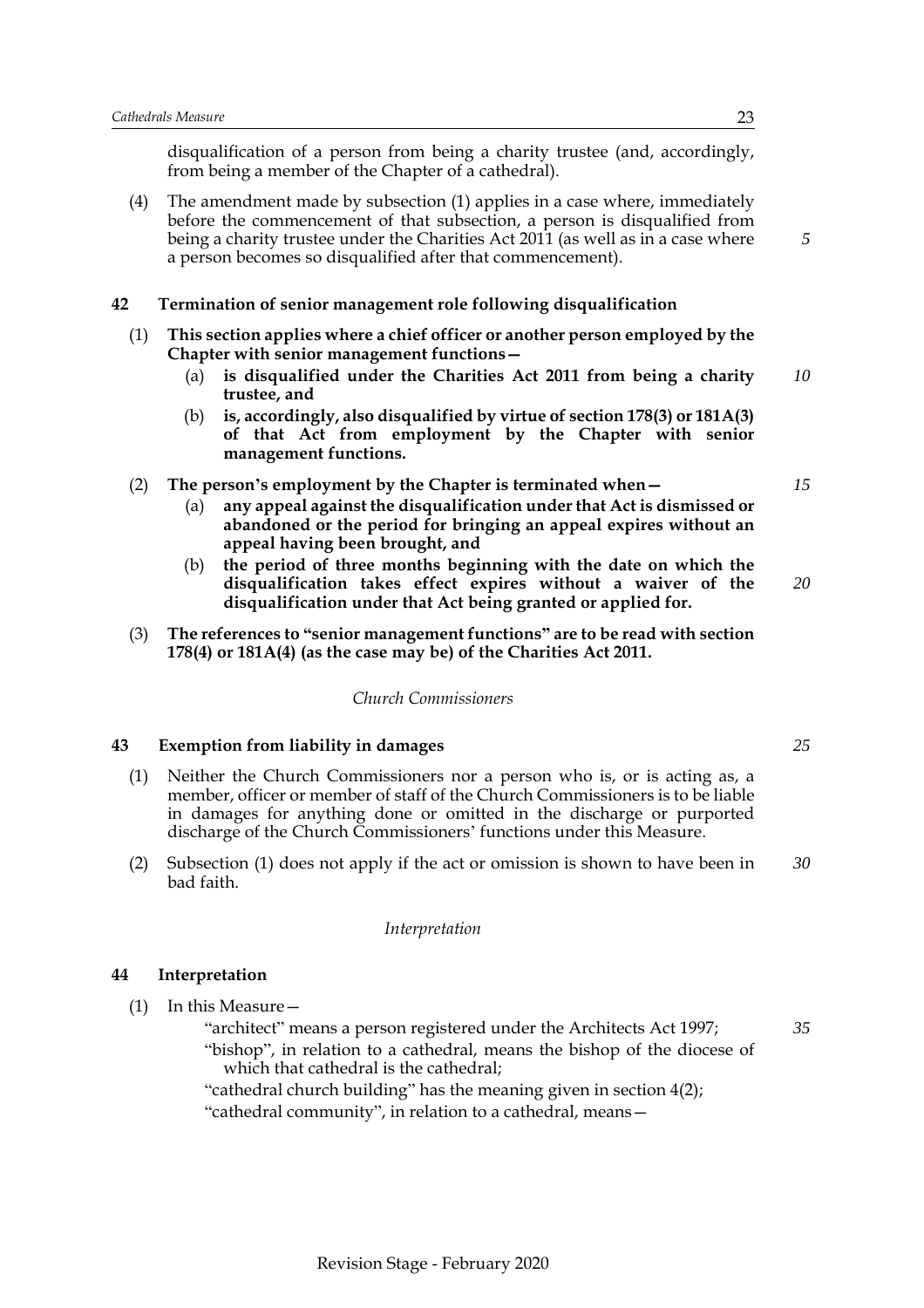disqualification of a person from being a charity trustee (and, accordingly, from being a member of the Chapter of a cathedral).

(4) The amendment made by subsection (1) applies in a case where, immediately before the commencement of that subsection, a person is disqualified from being a charity trustee under the Charities Act 2011 (as well as in a case where a person becomes so disqualified after that commencement).

### 42 Termination of senior management role following disqualification

**(1) This section applies where a chief officer or another person employed by the Chapter with senior management functions—**

- **(a) is disqualified under the Charities Act 2011 from being a charity trustee, and**
- **(b) is, accordingly, also disqualified by virtue of section 178(3) or 181A(3) of that Act from employment by the Chapter with senior management functions.**

**(2) The person's employment by the Chapter is terminated when—**

- **(a) any appeal against the disqualification under that Act is dismissed or abandoned or the period for bringing an appeal expires without an appeal having been brought, and**
- **(b) the period of three months beginning with the date on which the disqualification takes effect expires without a waiver of the disqualification under that Act being granted or applied for.**

**(3) The references to "senior management functions" are to be read with section 178(4) or 181A(4) (as the case may be) of the Charities Act 2011.**

*Church Commissioners*

### 43 Exemption from liability in damages

(1) Neither the Church Commissioners nor a person who is, or is acting as, a member, officer or member of staff of the Church Commissioners is to be liable in damages for anything done or omitted in the discharge or purported discharge of the Church Commissioners' functions under this Measure.

(2) Subsection (1) does not apply if the act or omission is shown to have been in bad faith.

*Interpretation*

### 44 Interpretation

(1) In this Measure—

"architect" means a person registered under the Architects Act 1997;

"bishop", in relation to a cathedral, means the bishop of the diocese of which that cathedral is the cathedral;

"cathedral church building" has the meaning given in section 4(2);

"cathedral community", in relation to a cathedral, means—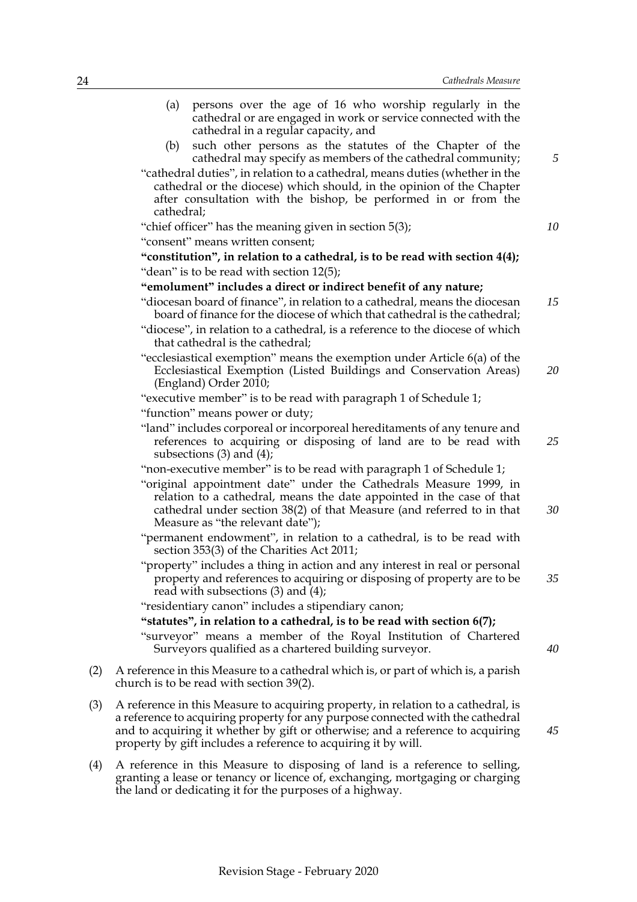(a) persons over the age of 16 who worship regularly in the cathedral or are engaged in work or service connected with the cathedral in a regular capacity, and

(b) such other persons as the statutes of the Chapter of the cathedral may specify as members of the cathedral community;

"cathedral duties", in relation to a cathedral, means duties (whether in the cathedral or the diocese) which should, in the opinion of the Chapter after consultation with the bishop, be performed in or from the cathedral;

"chief officer" has the meaning given in section 5(3);

"consent" means written consent;

**"constitution", in relation to a cathedral, is to be read with section 4(4);**

"dean" is to be read with section 12(5);

**"emolument" includes a direct or indirect benefit of any nature;**

"diocesan board of finance", in relation to a cathedral, means the diocesan board of finance for the diocese of which that cathedral is the cathedral;

"diocese", in relation to a cathedral, is a reference to the diocese of which that cathedral is the cathedral;

"ecclesiastical exemption" means the exemption under Article 6(a) of the Ecclesiastical Exemption (Listed Buildings and Conservation Areas) (England) Order 2010;

"executive member" is to be read with paragraph 1 of Schedule 1;

"function" means power or duty;

"land" includes corporeal or incorporeal hereditaments of any tenure and references to acquiring or disposing of land are to be read with subsections (3) and (4);

"non-executive member" is to be read with paragraph 1 of Schedule 1;

"original appointment date" under the Cathedrals Measure 1999, in relation to a cathedral, means the date appointed in the case of that cathedral under section 38(2) of that Measure (and referred to in that Measure as "the relevant date");

"permanent endowment", in relation to a cathedral, is to be read with section 353(3) of the Charities Act 2011;

"property" includes a thing in action and any interest in real or personal property and references to acquiring or disposing of property are to be read with subsections (3) and (4);

"residentiary canon" includes a stipendiary canon;

**"statutes", in relation to a cathedral, is to be read with section 6(7);**

"surveyor" means a member of the Royal Institution of Chartered Surveyors qualified as a chartered building surveyor.

(2) A reference in this Measure to a cathedral which is, or part of which is, a parish church is to be read with section 39(2).

(3) A reference in this Measure to acquiring property, in relation to a cathedral, is a reference to acquiring property for any purpose connected with the cathedral and to acquiring it whether by gift or otherwise; and a reference to acquiring property by gift includes a reference to acquiring it by will.

(4) A reference in this Measure to disposing of land is a reference to selling, granting a lease or tenancy or licence of, exchanging, mortgaging or charging the land or dedicating it for the purposes of a highway.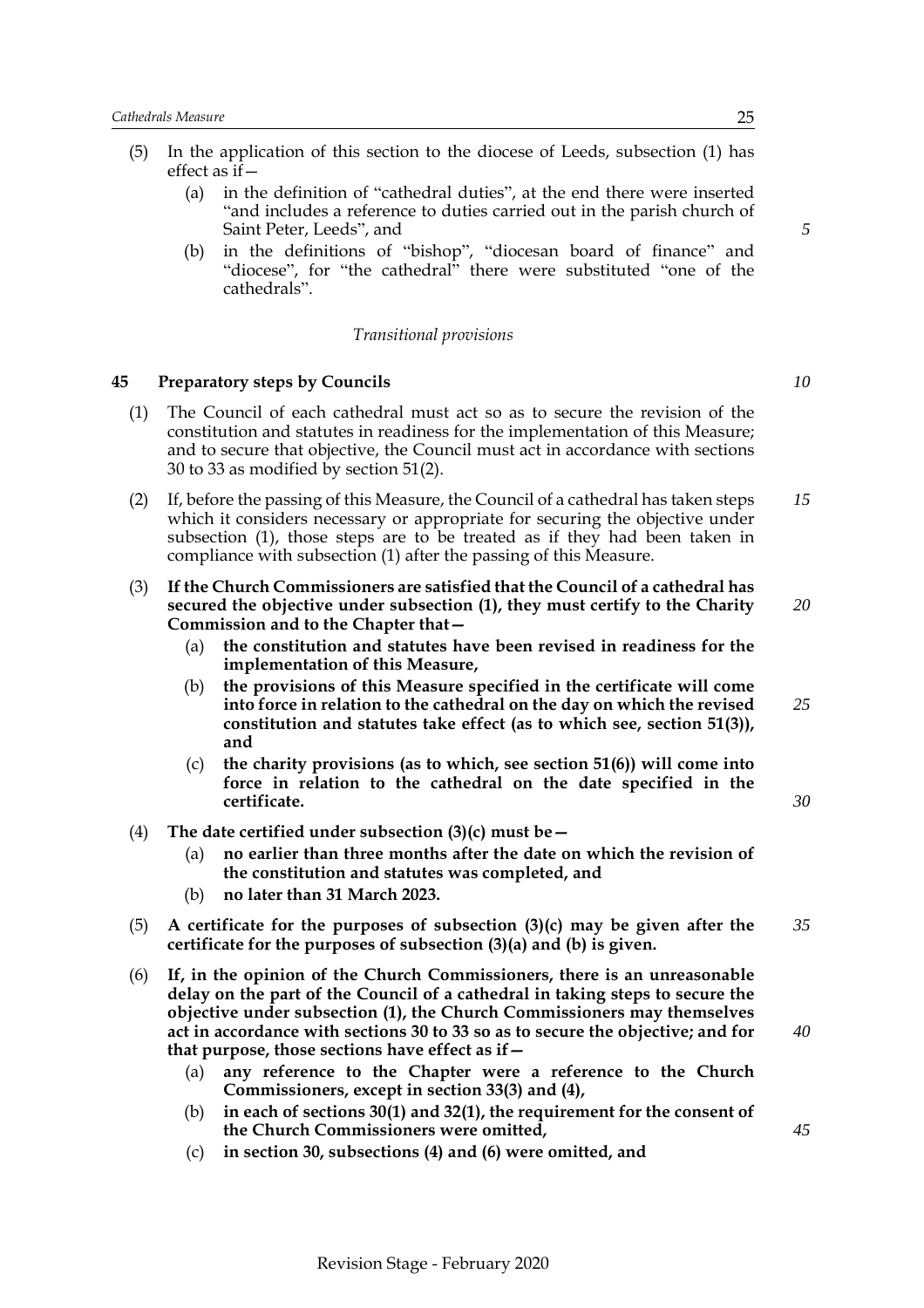(5) In the application of this section to the diocese of Leeds, subsection (1) has effect as if—

   (a) in the definition of "cathedral duties", at the end there were inserted "and includes a reference to duties carried out in the parish church of Saint Peter, Leeds", and

   (b) in the definitions of "bishop", "diocesan board of finance" and "diocese", for "the cathedral" there were substituted "one of the cathedrals".

*Transitional provisions*

### 45 Preparatory steps by Councils

(1) The Council of each cathedral must act so as to secure the revision of the constitution and statutes in readiness for the implementation of this Measure; and to secure that objective, the Council must act in accordance with sections 30 to 33 as modified by section 51(2).

(2) If, before the passing of this Measure, the Council of a cathedral has taken steps which it considers necessary or appropriate for securing the objective under subsection (1), those steps are to be treated as if they had been taken in compliance with subsection (1) after the passing of this Measure.

**(3) If the Church Commissioners are satisfied that the Council of a cathedral has secured the objective under subsection (1), they must certify to the Charity Commission and to the Chapter that—**

   **(a) the constitution and statutes have been revised in readiness for the implementation of this Measure,**

   **(b) the provisions of this Measure specified in the certificate will come into force in relation to the cathedral on the day on which the revised constitution and statutes take effect (as to which see, section 51(3)), and**

   **(c) the charity provisions (as to which, see section 51(6)) will come into force in relation to the cathedral on the date specified in the certificate.**

**(4) The date certified under subsection (3)(c) must be—**

   **(a) no earlier than three months after the date on which the revision of the constitution and statutes was completed, and**

   **(b) no later than 31 March 2023.**

**(5) A certificate for the purposes of subsection (3)(c) may be given after the certificate for the purposes of subsection (3)(a) and (b) is given.**

**(6) If, in the opinion of the Church Commissioners, there is an unreasonable delay on the part of the Council of a cathedral in taking steps to secure the objective under subsection (1), the Church Commissioners may themselves act in accordance with sections 30 to 33 so as to secure the objective; and for that purpose, those sections have effect as if—**

   **(a) any reference to the Chapter were a reference to the Church Commissioners, except in section 33(3) and (4),**

   **(b) in each of sections 30(1) and 32(1), the requirement for the consent of the Church Commissioners were omitted,**

   **(c) in section 30, subsections (4) and (6) were omitted, and**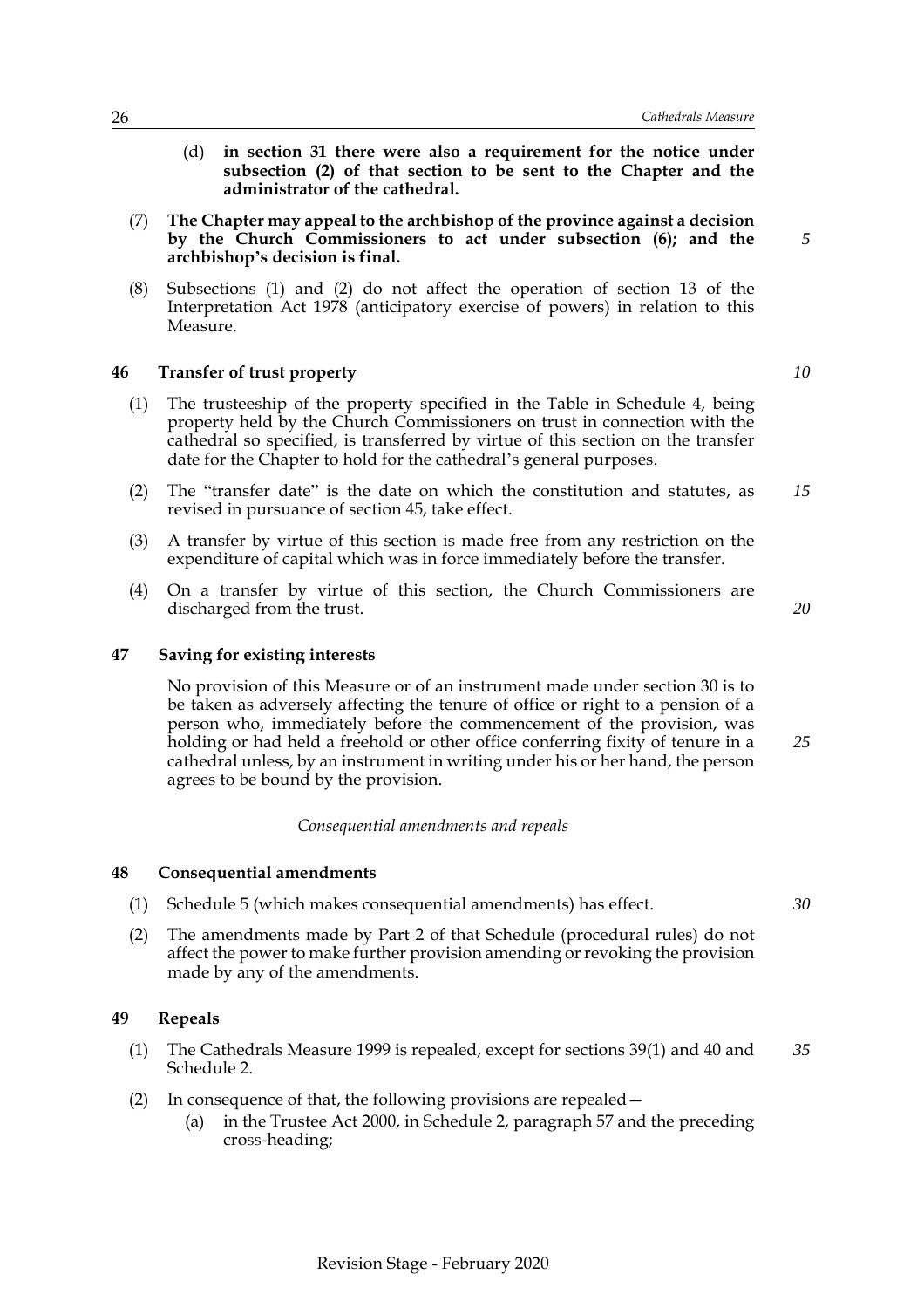(d) **in section 31 there were also a requirement for the notice under subsection (2) of that section to be sent to the Chapter and the administrator of the cathedral.**

(7) **The Chapter may appeal to the archbishop of the province against a decision by the Church Commissioners to act under subsection (6); and the archbishop's decision is final.**

(8) Subsections (1) and (2) do not affect the operation of section 13 of the Interpretation Act 1978 (anticipatory exercise of powers) in relation to this Measure.

### 46 Transfer of trust property

(1) The trusteeship of the property specified in the Table in Schedule 4, being property held by the Church Commissioners on trust in connection with the cathedral so specified, is transferred by virtue of this section on the transfer date for the Chapter to hold for the cathedral's general purposes.

(2) The "transfer date" is the date on which the constitution and statutes, as revised in pursuance of section 45, take effect.

(3) A transfer by virtue of this section is made free from any restriction on the expenditure of capital which was in force immediately before the transfer.

(4) On a transfer by virtue of this section, the Church Commissioners are discharged from the trust.

### 47 Saving for existing interests

No provision of this Measure or of an instrument made under section 30 is to be taken as adversely affecting the tenure of office or right to a pension of a person who, immediately before the commencement of the provision, was holding or had held a freehold or other office conferring fixity of tenure in a cathedral unless, by an instrument in writing under his or her hand, the person agrees to be bound by the provision.

*Consequential amendments and repeals*

### 48 Consequential amendments

(1) Schedule 5 (which makes consequential amendments) has effect.

(2) The amendments made by Part 2 of that Schedule (procedural rules) do not affect the power to make further provision amending or revoking the provision made by any of the amendments.

### 49 Repeals

(1) The Cathedrals Measure 1999 is repealed, except for sections 39(1) and 40 and Schedule 2.

(2) In consequence of that, the following provisions are repealed—

(a) in the Trustee Act 2000, in Schedule 2, paragraph 57 and the preceding cross-heading;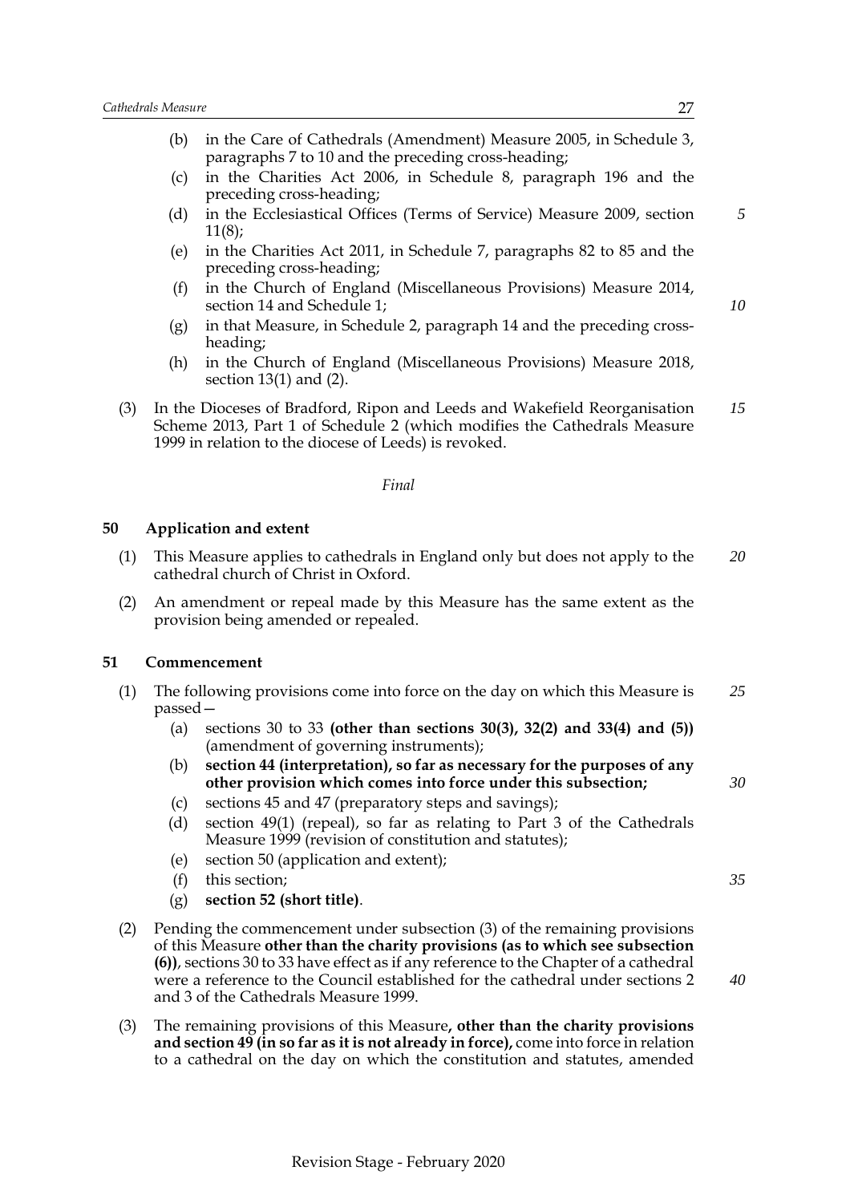- (b) in the Care of Cathedrals (Amendment) Measure 2005, in Schedule 3, paragraphs 7 to 10 and the preceding cross-heading;
- (c) in the Charities Act 2006, in Schedule 8, paragraph 196 and the preceding cross-heading;
- (d) in the Ecclesiastical Offices (Terms of Service) Measure 2009, section 11(8);
- (e) in the Charities Act 2011, in Schedule 7, paragraphs 82 to 85 and the preceding cross-heading;
- (f) in the Church of England (Miscellaneous Provisions) Measure 2014, section 14 and Schedule 1;
- (g) in that Measure, in Schedule 2, paragraph 14 and the preceding cross-heading;
- (h) in the Church of England (Miscellaneous Provisions) Measure 2018, section 13(1) and (2).

(3) In the Dioceses of Bradford, Ripon and Leeds and Wakefield Reorganisation Scheme 2013, Part 1 of Schedule 2 (which modifies the Cathedrals Measure 1999 in relation to the diocese of Leeds) is revoked.

*Final*

### 50 Application and extent

(1) This Measure applies to cathedrals in England only but does not apply to the cathedral church of Christ in Oxford.

(2) An amendment or repeal made by this Measure has the same extent as the provision being amended or repealed.

### 51 Commencement

(1) The following provisions come into force on the day on which this Measure is passed—

- (a) sections 30 to 33 **(other than sections 30(3), 32(2) and 33(4) and (5))** (amendment of governing instruments);
- (b) **section 44 (interpretation), so far as necessary for the purposes of any other provision which comes into force under this subsection;**
- (c) sections 45 and 47 (preparatory steps and savings);
- (d) section 49(1) (repeal), so far as relating to Part 3 of the Cathedrals Measure 1999 (revision of constitution and statutes);
- (e) section 50 (application and extent);
- (f) this section;
- (g) **section 52 (short title)**.

(2) Pending the commencement under subsection (3) of the remaining provisions of this Measure **other than the charity provisions (as to which see subsection (6))**, sections 30 to 33 have effect as if any reference to the Chapter of a cathedral were a reference to the Council established for the cathedral under sections 2 and 3 of the Cathedrals Measure 1999.

(3) The remaining provisions of this Measure**, other than the charity provisions and section 49 (in so far as it is not already in force),** come into force in relation to a cathedral on the day on which the constitution and statutes, amended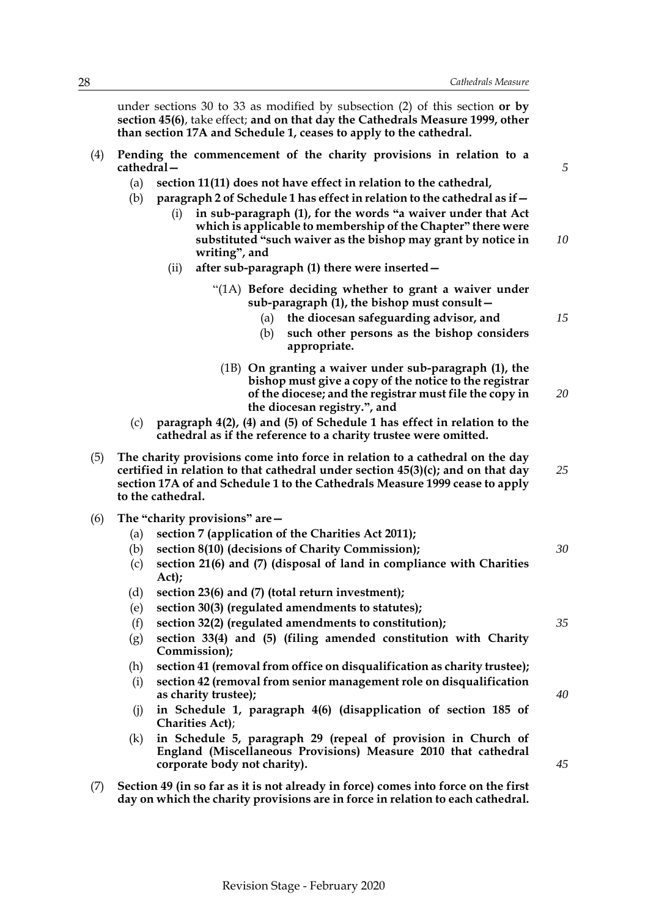under sections 30 to 33 as modified by subsection (2) of this section **or by section 45(6)**, take effect; **and on that day the Cathedrals Measure 1999, other than section 17A and Schedule 1, ceases to apply to the cathedral.**

(4) **Pending the commencement of the charity provisions in relation to a cathedral—**

- (a) **section 11(11) does not have effect in relation to the cathedral,**
- (b) **paragraph 2 of Schedule 1 has effect in relation to the cathedral as if—**
  - (i) **in sub-paragraph (1), for the words "a waiver under that Act which is applicable to membership of the Chapter" there were substituted "such waiver as the bishop may grant by notice in writing", and**
  - (ii) **after sub-paragraph (1) there were inserted—**

    "(1A) **Before deciding whether to grant a waiver under sub-paragraph (1), the bishop must consult—**

    - (a) **the diocesan safeguarding advisor, and**
    - (b) **such other persons as the bishop considers appropriate.**

    (1B) **On granting a waiver under sub-paragraph (1), the bishop must give a copy of the notice to the registrar of the diocese; and the registrar must file the copy in the diocesan registry.", and**
- (c) **paragraph 4(2), (4) and (5) of Schedule 1 has effect in relation to the cathedral as if the reference to a charity trustee were omitted.**

(5) **The charity provisions come into force in relation to a cathedral on the day certified in relation to that cathedral under section 45(3)(c); and on that day section 17A of and Schedule 1 to the Cathedrals Measure 1999 cease to apply to the cathedral.**

(6) **The "charity provisions" are—**

- (a) **section 7 (application of the Charities Act 2011);**
- (b) **section 8(10) (decisions of Charity Commission);**
- (c) **section 21(6) and (7) (disposal of land in compliance with Charities Act);**
- (d) **section 23(6) and (7) (total return investment);**
- (e) **section 30(3) (regulated amendments to statutes);**
- (f) **section 32(2) (regulated amendments to constitution);**
- (g) **section 33(4) and (5) (filing amended constitution with Charity Commission);**
- (h) **section 41 (removal from office on disqualification as charity trustee);**
- (i) **section 42 (removal from senior management role on disqualification as charity trustee);**
- (j) **in Schedule 1, paragraph 4(6) (disapplication of section 185 of Charities Act)**;
- (k) **in Schedule 5, paragraph 29 (repeal of provision in Church of England (Miscellaneous Provisions) Measure 2010 that cathedral corporate body not charity).**

(7) **Section 49 (in so far as it is not already in force) comes into force on the first day on which the charity provisions are in force in relation to each cathedral.**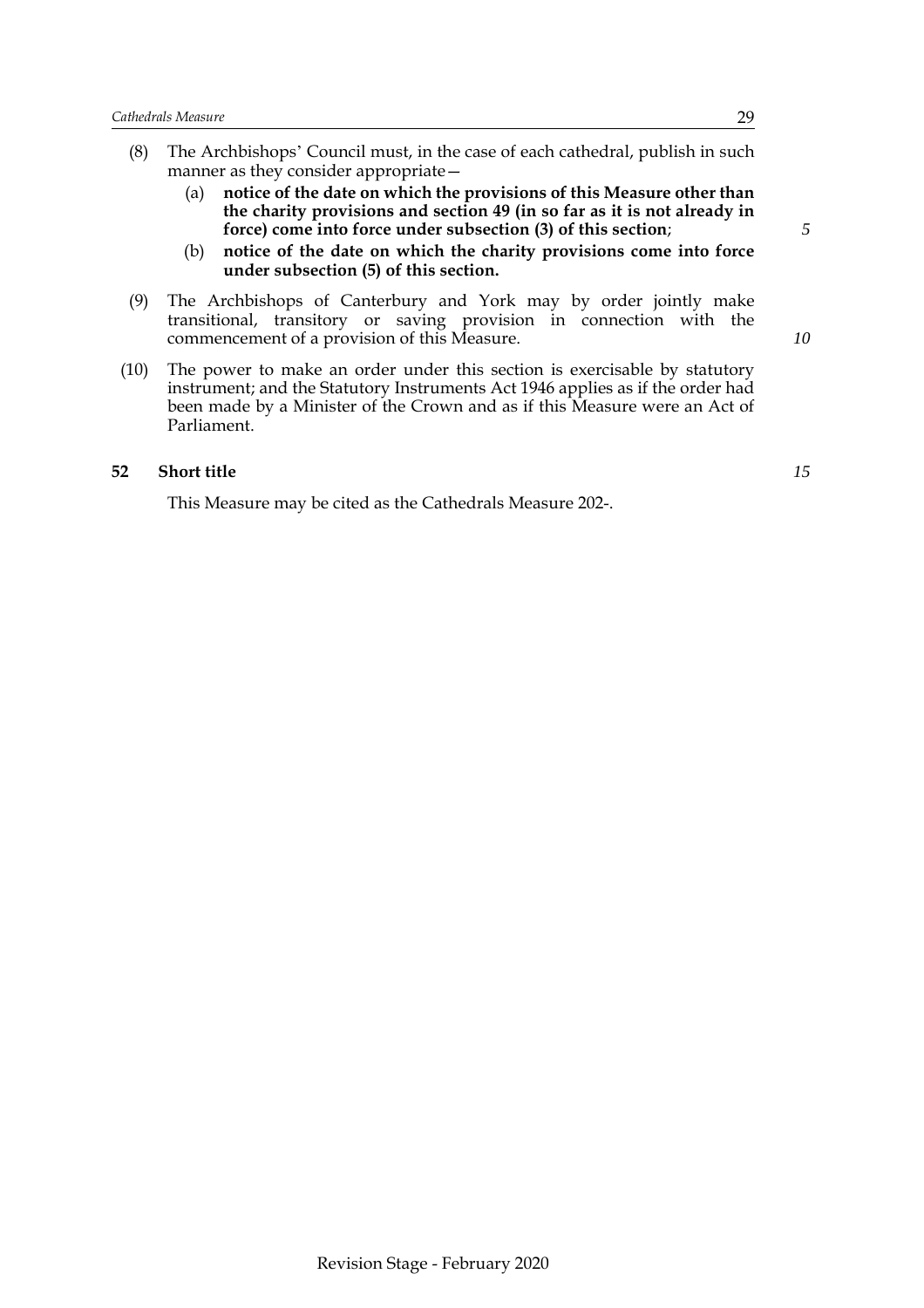(8) The Archbishops' Council must, in the case of each cathedral, publish in such manner as they consider appropriate—

   (a) **notice of the date on which the provisions of this Measure other than the charity provisions and section 49 (in so far as it is not already in force) come into force under subsection (3) of this section**;

   (b) **notice of the date on which the charity provisions come into force under subsection (5) of this section.**

(9) The Archbishops of Canterbury and York may by order jointly make transitional, transitory or saving provision in connection with the commencement of a provision of this Measure.

(10) The power to make an order under this section is exercisable by statutory instrument; and the Statutory Instruments Act 1946 applies as if the order had been made by a Minister of the Crown and as if this Measure were an Act of Parliament.

## 52 Short title

This Measure may be cited as the Cathedrals Measure 202-.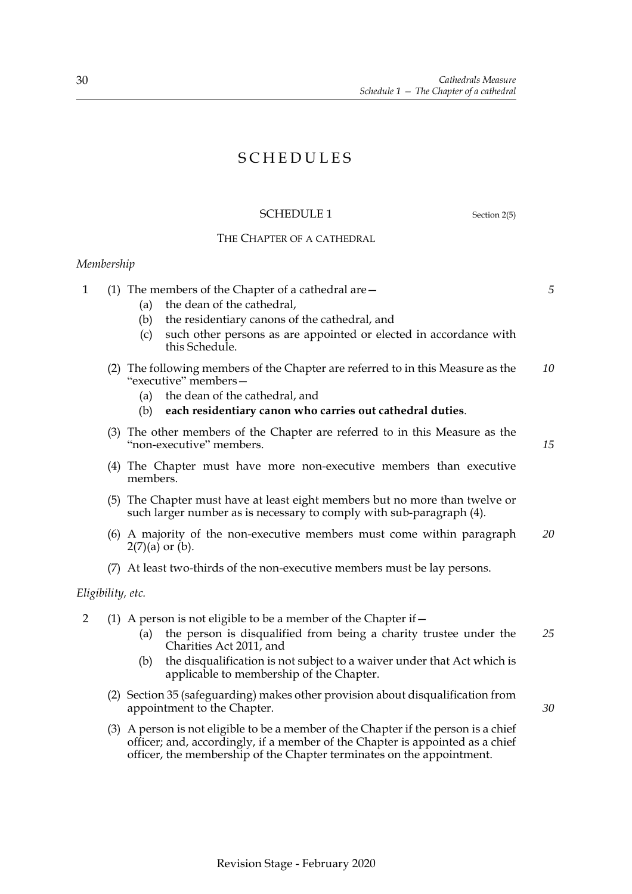# SCHEDULES

## SCHEDULE 1

Section 2(5)

### THE CHAPTER OF A CATHEDRAL

*Membership*

1 (1) The members of the Chapter of a cathedral are—

(a) the dean of the cathedral,

(b) the residentiary canons of the cathedral, and

(c) such other persons as are appointed or elected in accordance with this Schedule.

(2) The following members of the Chapter are referred to in this Measure as the "executive" members—

(a) the dean of the cathedral, and

(b) **each residentiary canon who carries out cathedral duties**.

(3) The other members of the Chapter are referred to in this Measure as the "non-executive" members.

(4) The Chapter must have more non-executive members than executive members.

(5) The Chapter must have at least eight members but no more than twelve or such larger number as is necessary to comply with sub-paragraph (4).

(6) A majority of the non-executive members must come within paragraph 2(7)(a) or (b).

(7) At least two-thirds of the non-executive members must be lay persons.

*Eligibility, etc.*

2 (1) A person is not eligible to be a member of the Chapter if—

(a) the person is disqualified from being a charity trustee under the Charities Act 2011, and

(b) the disqualification is not subject to a waiver under that Act which is applicable to membership of the Chapter.

(2) Section 35 (safeguarding) makes other provision about disqualification from appointment to the Chapter.

(3) A person is not eligible to be a member of the Chapter if the person is a chief officer; and, accordingly, if a member of the Chapter is appointed as a chief officer, the membership of the Chapter terminates on the appointment.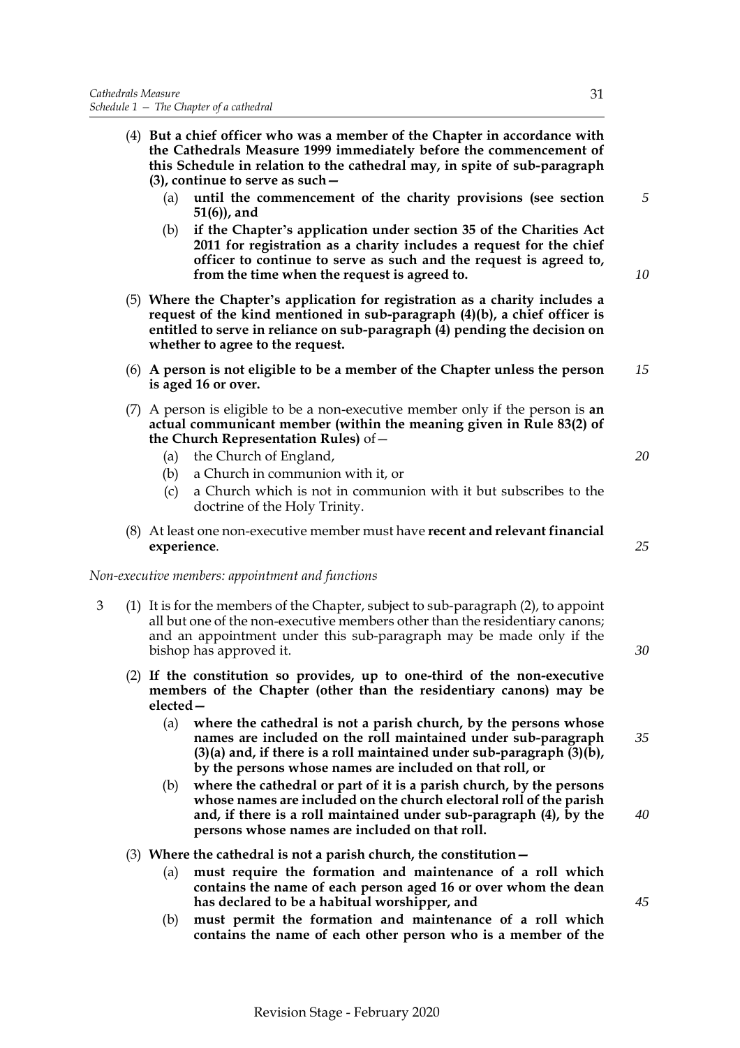(4) **But a chief officer who was a member of the Chapter in accordance with the Cathedrals Measure 1999 immediately before the commencement of this Schedule in relation to the cathedral may, in spite of sub-paragraph (3), continue to serve as such—**

(a) **until the commencement of the charity provisions (see section 51(6)), and**

(b) **if the Chapter's application under section 35 of the Charities Act 2011 for registration as a charity includes a request for the chief officer to continue to serve as such and the request is agreed to, from the time when the request is agreed to.**

(5) **Where the Chapter's application for registration as a charity includes a request of the kind mentioned in sub-paragraph (4)(b), a chief officer is entitled to serve in reliance on sub-paragraph (4) pending the decision on whether to agree to the request.**

(6) **A person is not eligible to be a member of the Chapter unless the person is aged 16 or over.**

(7) A person is eligible to be a non-executive member only if the person is **an actual communicant member (within the meaning given in Rule 83(2) of the Church Representation Rules)** of—

(a) the Church of England,

(b) a Church in communion with it, or

(c) a Church which is not in communion with it but subscribes to the doctrine of the Holy Trinity.

(8) At least one non-executive member must have **recent and relevant financial experience**.

*Non-executive members: appointment and functions*

3 (1) It is for the members of the Chapter, subject to sub-paragraph (2), to appoint all but one of the non-executive members other than the residentiary canons; and an appointment under this sub-paragraph may be made only if the bishop has approved it.

(2) **If the constitution so provides, up to one-third of the non-executive members of the Chapter (other than the residentiary canons) may be elected—**

(a) **where the cathedral is not a parish church, by the persons whose names are included on the roll maintained under sub-paragraph (3)(a) and, if there is a roll maintained under sub-paragraph (3)(b), by the persons whose names are included on that roll, or**

(b) **where the cathedral or part of it is a parish church, by the persons whose names are included on the church electoral roll of the parish and, if there is a roll maintained under sub-paragraph (4), by the persons whose names are included on that roll.**

(3) **Where the cathedral is not a parish church, the constitution—**

(a) **must require the formation and maintenance of a roll which contains the name of each person aged 16 or over whom the dean has declared to be a habitual worshipper, and**

(b) **must permit the formation and maintenance of a roll which contains the name of each other person who is a member of the**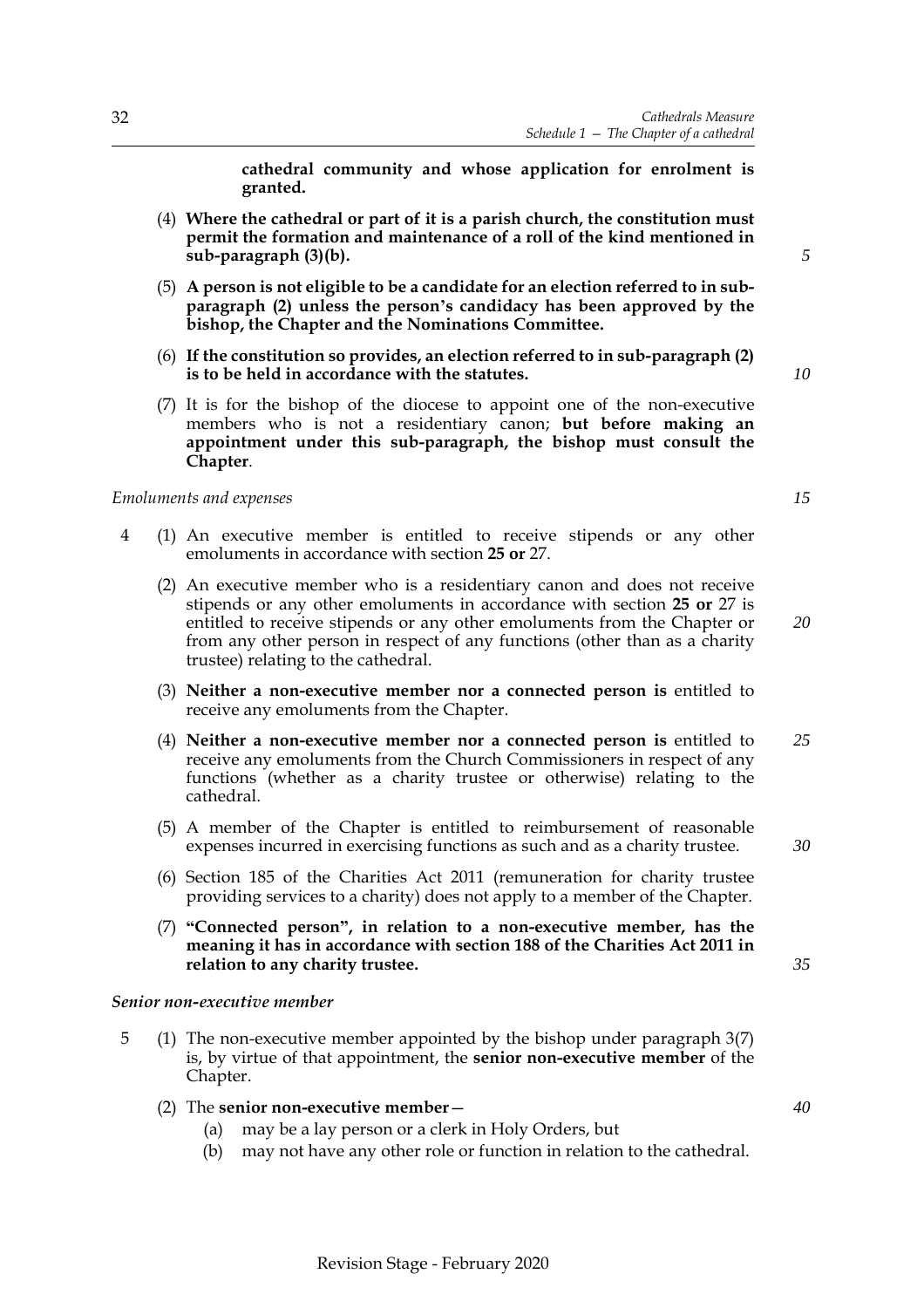**cathedral community and whose application for enrolment is granted.**

(4) **Where the cathedral or part of it is a parish church, the constitution must permit the formation and maintenance of a roll of the kind mentioned in sub-paragraph (3)(b).**

(5) **A person is not eligible to be a candidate for an election referred to in sub-paragraph (2) unless the person's candidacy has been approved by the bishop, the Chapter and the Nominations Committee.**

(6) **If the constitution so provides, an election referred to in sub-paragraph (2) is to be held in accordance with the statutes.**

(7) It is for the bishop of the diocese to appoint one of the non-executive members who is not a residentiary canon; **but before making an appointment under this sub-paragraph, the bishop must consult the Chapter**.

*Emoluments and expenses*

4 (1) An executive member is entitled to receive stipends or any other emoluments in accordance with section **25 or** 27.

(2) An executive member who is a residentiary canon and does not receive stipends or any other emoluments in accordance with section **25 or** 27 is entitled to receive stipends or any other emoluments from the Chapter or from any other person in respect of any functions (other than as a charity trustee) relating to the cathedral.

(3) **Neither a non-executive member nor a connected person is** entitled to receive any emoluments from the Chapter.

(4) **Neither a non-executive member nor a connected person is** entitled to receive any emoluments from the Church Commissioners in respect of any functions (whether as a charity trustee or otherwise) relating to the cathedral.

(5) A member of the Chapter is entitled to reimbursement of reasonable expenses incurred in exercising functions as such and as a charity trustee.

(6) Section 185 of the Charities Act 2011 (remuneration for charity trustee providing services to a charity) does not apply to a member of the Chapter.

(7) **"Connected person", in relation to a non-executive member, has the meaning it has in accordance with section 188 of the Charities Act 2011 in relation to any charity trustee.**

***Senior non-executive member***

5 (1) The non-executive member appointed by the bishop under paragraph 3(7) is, by virtue of that appointment, the **senior non-executive member** of the Chapter.

(2) The **senior non-executive member**—

(a) may be a lay person or a clerk in Holy Orders, but

(b) may not have any other role or function in relation to the cathedral.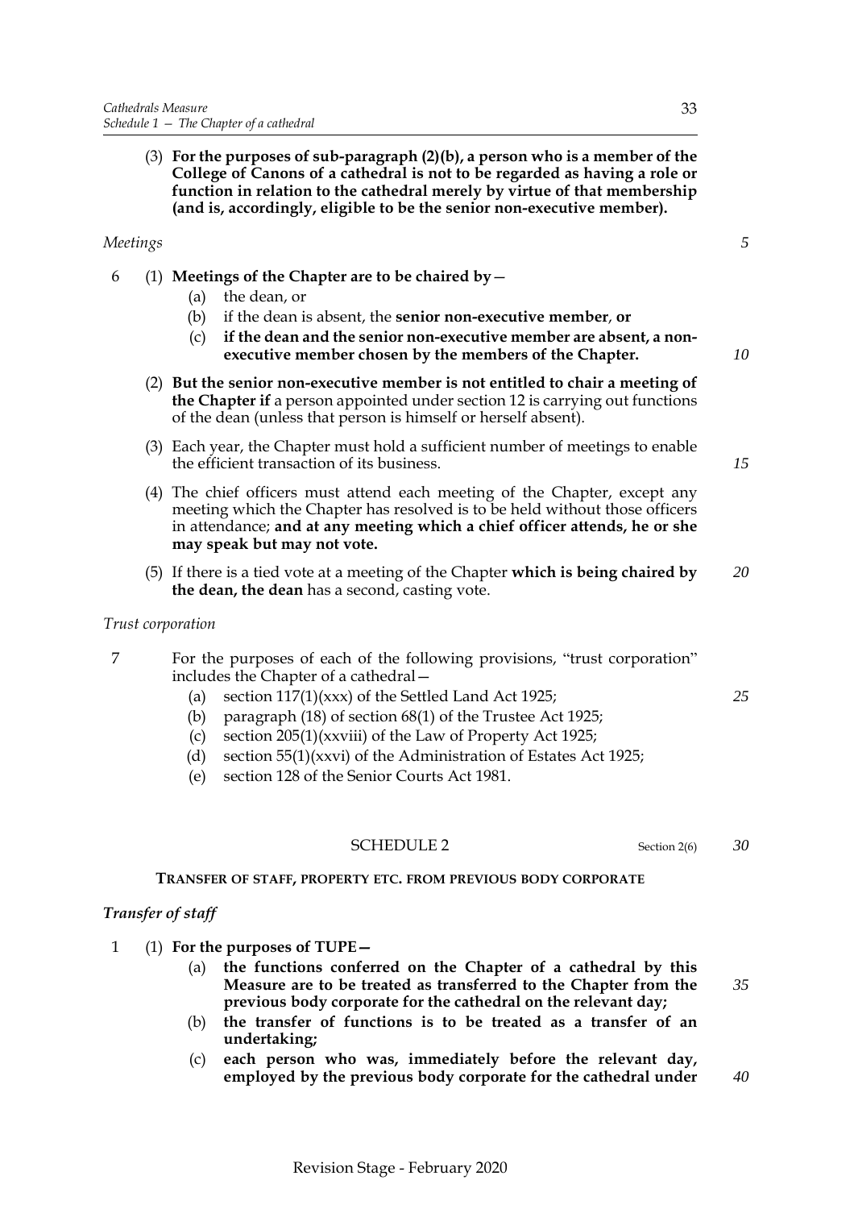(3) **For the purposes of sub-paragraph (2)(b), a person who is a member of the College of Canons of a cathedral is not to be regarded as having a role or function in relation to the cathedral merely by virtue of that membership (and is, accordingly, eligible to be the senior non-executive member).**

*Meetings*

6 (1) **Meetings of the Chapter are to be chaired by—**

(a) the dean, or

(b) if the dean is absent, the **senior non-executive member**, **or**

(c) **if the dean and the senior non-executive member are absent, a non-executive member chosen by the members of the Chapter.**

(2) **But the senior non-executive member is not entitled to chair a meeting of the Chapter if** a person appointed under section 12 is carrying out functions of the dean (unless that person is himself or herself absent).

(3) Each year, the Chapter must hold a sufficient number of meetings to enable the efficient transaction of its business.

(4) The chief officers must attend each meeting of the Chapter, except any meeting which the Chapter has resolved is to be held without those officers in attendance; **and at any meeting which a chief officer attends, he or she may speak but may not vote.**

(5) If there is a tied vote at a meeting of the Chapter **which is being chaired by the dean, the dean** has a second, casting vote.

*Trust corporation*

7 For the purposes of each of the following provisions, "trust corporation" includes the Chapter of a cathedral—

(a) section 117(1)(xxx) of the Settled Land Act 1925;

(b) paragraph (18) of section 68(1) of the Trustee Act 1925;

(c) section 205(1)(xxviii) of the Law of Property Act 1925;

(d) section 55(1)(xxvi) of the Administration of Estates Act 1925;

(e) section 128 of the Senior Courts Act 1981.

## SCHEDULE 2

Section 2(6)

### TRANSFER OF STAFF, PROPERTY ETC. FROM PREVIOUS BODY CORPORATE

***Transfer of staff***

1 (1) **For the purposes of TUPE—**

(a) **the functions conferred on the Chapter of a cathedral by this Measure are to be treated as transferred to the Chapter from the previous body corporate for the cathedral on the relevant day;**

(b) **the transfer of functions is to be treated as a transfer of an undertaking;**

(c) **each person who was, immediately before the relevant day, employed by the previous body corporate for the cathedral under**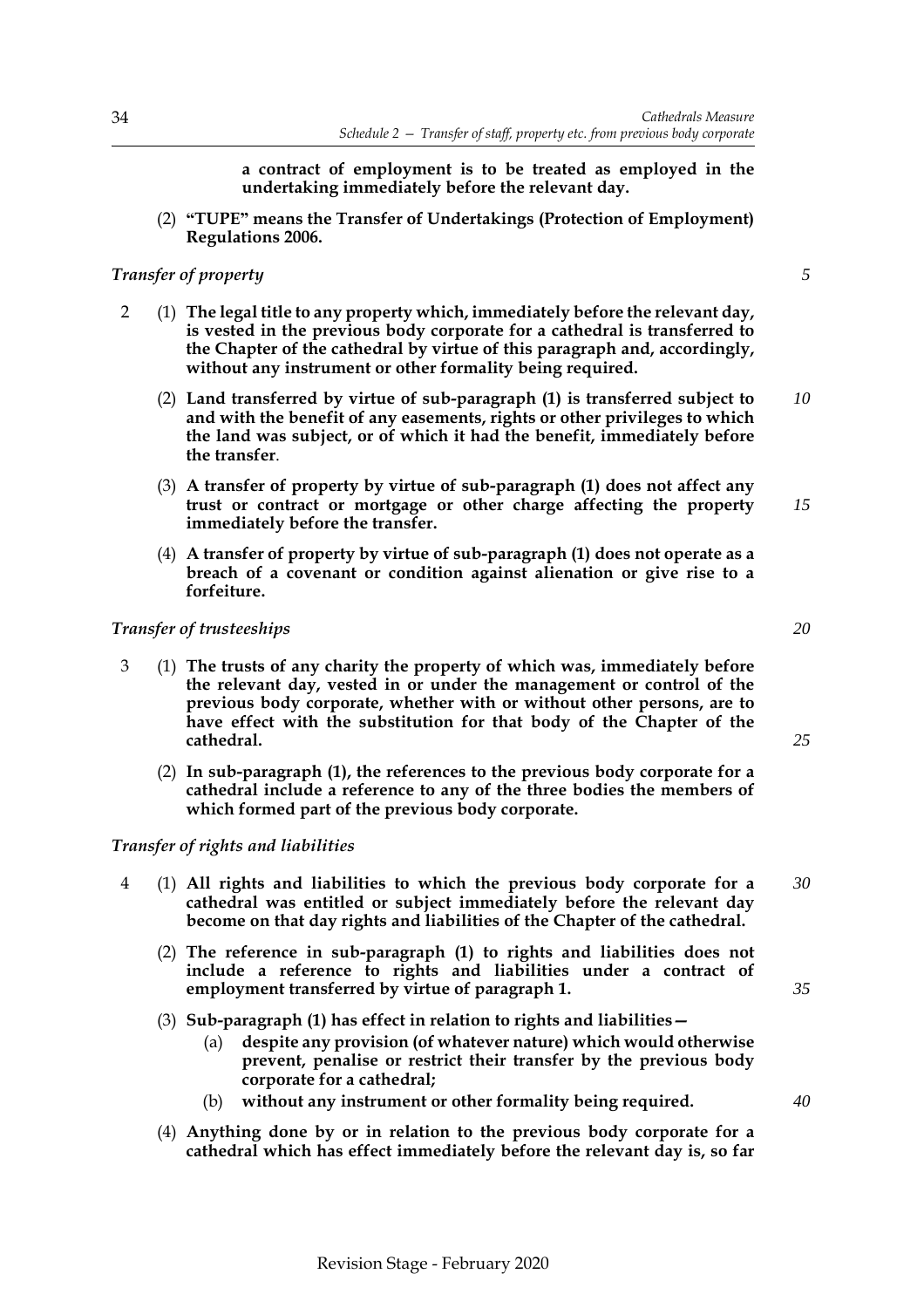**a contract of employment is to be treated as employed in the undertaking immediately before the relevant day.**

(2) **"TUPE" means the Transfer of Undertakings (Protection of Employment) Regulations 2006.**

*Transfer of property*

2 (1) **The legal title to any property which, immediately before the relevant day, is vested in the previous body corporate for a cathedral is transferred to the Chapter of the cathedral by virtue of this paragraph and, accordingly, without any instrument or other formality being required.**

(2) **Land transferred by virtue of sub-paragraph (1) is transferred subject to and with the benefit of any easements, rights or other privileges to which the land was subject, or of which it had the benefit, immediately before the transfer.**

(3) **A transfer of property by virtue of sub-paragraph (1) does not affect any trust or contract or mortgage or other charge affecting the property immediately before the transfer.**

(4) **A transfer of property by virtue of sub-paragraph (1) does not operate as a breach of a covenant or condition against alienation or give rise to a forfeiture.**

*Transfer of trusteeships*

3 (1) **The trusts of any charity the property of which was, immediately before the relevant day, vested in or under the management or control of the previous body corporate, whether with or without other persons, are to have effect with the substitution for that body of the Chapter of the cathedral.**

(2) **In sub-paragraph (1), the references to the previous body corporate for a cathedral include a reference to any of the three bodies the members of which formed part of the previous body corporate.**

*Transfer of rights and liabilities*

4 (1) **All rights and liabilities to which the previous body corporate for a cathedral was entitled or subject immediately before the relevant day become on that day rights and liabilities of the Chapter of the cathedral.**

(2) **The reference in sub-paragraph (1) to rights and liabilities does not include a reference to rights and liabilities under a contract of employment transferred by virtue of paragraph 1.**

(3) **Sub-paragraph (1) has effect in relation to rights and liabilities—**

(a) **despite any provision (of whatever nature) which would otherwise prevent, penalise or restrict their transfer by the previous body corporate for a cathedral;**

(b) **without any instrument or other formality being required.**

(4) **Anything done by or in relation to the previous body corporate for a cathedral which has effect immediately before the relevant day is, so far**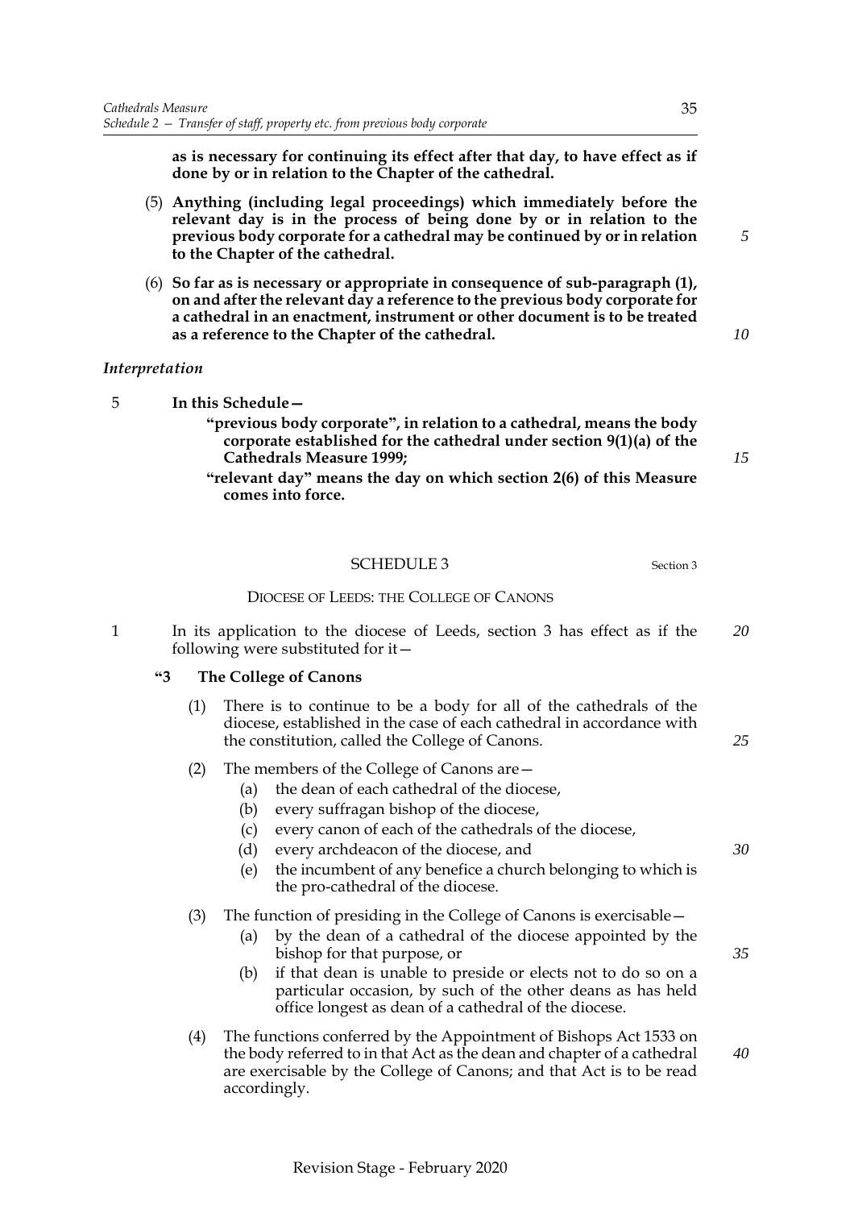**as is necessary for continuing its effect after that day, to have effect as if done by or in relation to the Chapter of the cathedral.**

(5) **Anything (including legal proceedings) which immediately before the relevant day is in the process of being done by or in relation to the previous body corporate for a cathedral may be continued by or in relation to the Chapter of the cathedral.**

(6) **So far as is necessary or appropriate in consequence of sub-paragraph (1), on and after the relevant day a reference to the previous body corporate for a cathedral in an enactment, instrument or other document is to be treated as a reference to the Chapter of the cathedral.**

*Interpretation*

5 **In this Schedule—**

**"previous body corporate", in relation to a cathedral, means the body corporate established for the cathedral under section 9(1)(a) of the Cathedrals Measure 1999;**

**"relevant day" means the day on which section 2(6) of this Measure comes into force.**

## SCHEDULE 3

Section 3

### DIOCESE OF LEEDS: THE COLLEGE OF CANONS

1 In its application to the diocese of Leeds, section 3 has effect as if the following were substituted for it—

**"3 The College of Canons**

(1) There is to continue to be a body for all of the cathedrals of the diocese, established in the case of each cathedral in accordance with the constitution, called the College of Canons.

(2) The members of the College of Canons are—

(a) the dean of each cathedral of the diocese,

(b) every suffragan bishop of the diocese,

(c) every canon of each of the cathedrals of the diocese,

(d) every archdeacon of the diocese, and

(e) the incumbent of any benefice a church belonging to which is the pro-cathedral of the diocese.

(3) The function of presiding in the College of Canons is exercisable—

(a) by the dean of a cathedral of the diocese appointed by the bishop for that purpose, or

(b) if that dean is unable to preside or elects not to do so on a particular occasion, by such of the other deans as has held office longest as dean of a cathedral of the diocese.

(4) The functions conferred by the Appointment of Bishops Act 1533 on the body referred to in that Act as the dean and chapter of a cathedral are exercisable by the College of Canons; and that Act is to be read accordingly.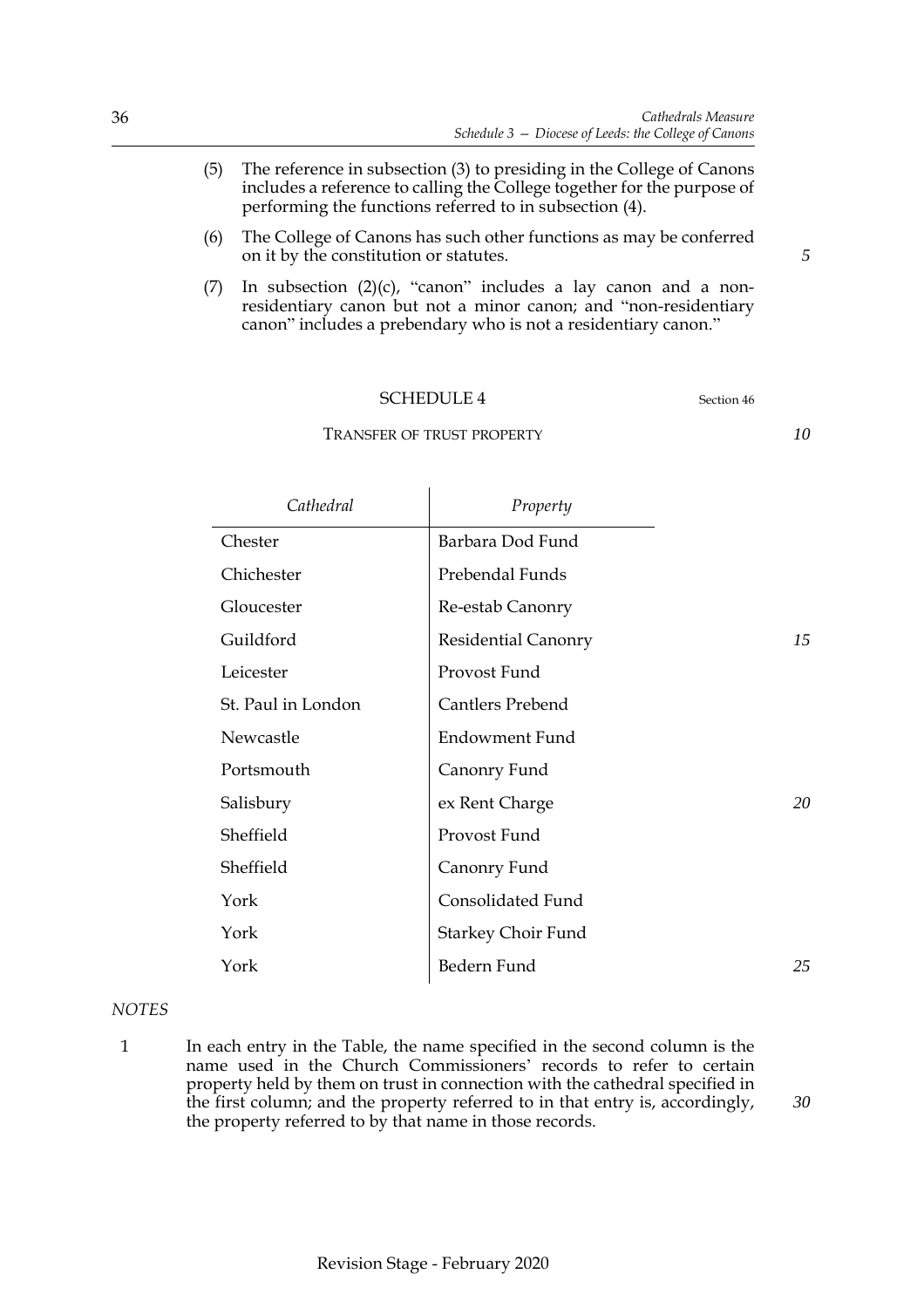(5) The reference in subsection (3) to presiding in the College of Canons includes a reference to calling the College together for the purpose of performing the functions referred to in subsection (4).

(6) The College of Canons has such other functions as may be conferred on it by the constitution or statutes.

(7) In subsection (2)(c), "canon" includes a lay canon and a non-residentiary canon but not a minor canon; and "non-residentiary canon" includes a prebendary who is not a residentiary canon."

## SCHEDULE 4

Section 46

### TRANSFER OF TRUST PROPERTY

| *Cathedral* | *Property* |
|---|---|
| Chester | Barbara Dod Fund |
| Chichester | Prebendal Funds |
| Gloucester | Re-estab Canonry |
| Guildford | Residential Canonry |
| Leicester | Provost Fund |
| St. Paul in London | Cantlers Prebend |
| Newcastle | Endowment Fund |
| Portsmouth | Canonry Fund |
| Salisbury | ex Rent Charge |
| Sheffield | Provost Fund |
| Sheffield | Canonry Fund |
| York | Consolidated Fund |
| York | Starkey Choir Fund |
| York | Bedern Fund |

*NOTES*

1 In each entry in the Table, the name specified in the second column is the name used in the Church Commissioners' records to refer to certain property held by them on trust in connection with the cathedral specified in the first column; and the property referred to in that entry is, accordingly, the property referred to by that name in those records.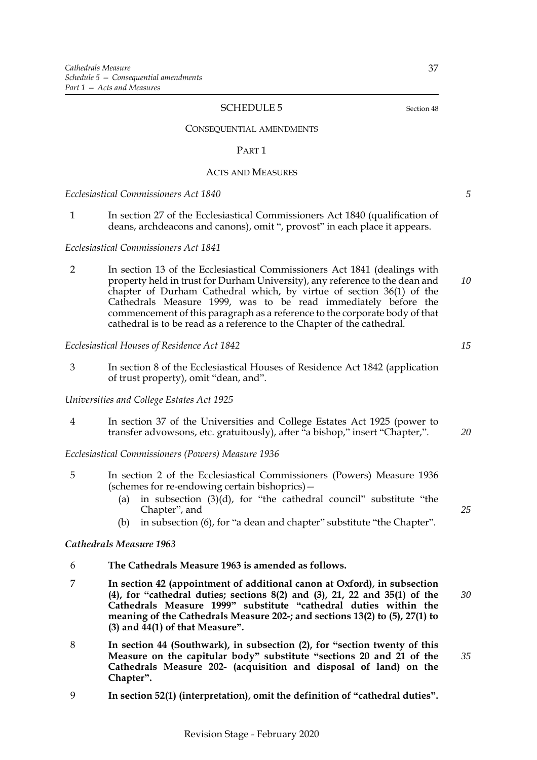## SCHEDULE 5

Section 48

### CONSEQUENTIAL AMENDMENTS

#### PART 1

#### ACTS AND MEASURES

*Ecclesiastical Commissioners Act 1840*

1 In section 27 of the Ecclesiastical Commissioners Act 1840 (qualification of deans, archdeacons and canons), omit ", provost" in each place it appears.

*Ecclesiastical Commissioners Act 1841*

2 In section 13 of the Ecclesiastical Commissioners Act 1841 (dealings with property held in trust for Durham University), any reference to the dean and chapter of Durham Cathedral which, by virtue of section 36(1) of the Cathedrals Measure 1999, was to be read immediately before the commencement of this paragraph as a reference to the corporate body of that cathedral is to be read as a reference to the Chapter of the cathedral.

*Ecclesiastical Houses of Residence Act 1842*

3 In section 8 of the Ecclesiastical Houses of Residence Act 1842 (application of trust property), omit "dean, and".

*Universities and College Estates Act 1925*

4 In section 37 of the Universities and College Estates Act 1925 (power to transfer advowsons, etc. gratuitously), after "a bishop," insert "Chapter,".

*Ecclesiastical Commissioners (Powers) Measure 1936*

5 In section 2 of the Ecclesiastical Commissioners (Powers) Measure 1936 (schemes for re-endowing certain bishoprics)—

(a) in subsection (3)(d), for "the cathedral council" substitute "the Chapter", and

(b) in subsection (6), for "a dean and chapter" substitute "the Chapter".

***Cathedrals Measure 1963***

6 **The Cathedrals Measure 1963 is amended as follows.**

7 **In section 42 (appointment of additional canon at Oxford), in subsection (4), for "cathedral duties; sections 8(2) and (3), 21, 22 and 35(1) of the Cathedrals Measure 1999" substitute "cathedral duties within the meaning of the Cathedrals Measure 202-; and sections 13(2) to (5), 27(1) to (3) and 44(1) of that Measure".**

8 **In section 44 (Southwark), in subsection (2), for "section twenty of this Measure on the capitular body" substitute "sections 20 and 21 of the Cathedrals Measure 202- (acquisition and disposal of land) on the Chapter".**

9 **In section 52(1) (interpretation), omit the definition of "cathedral duties".**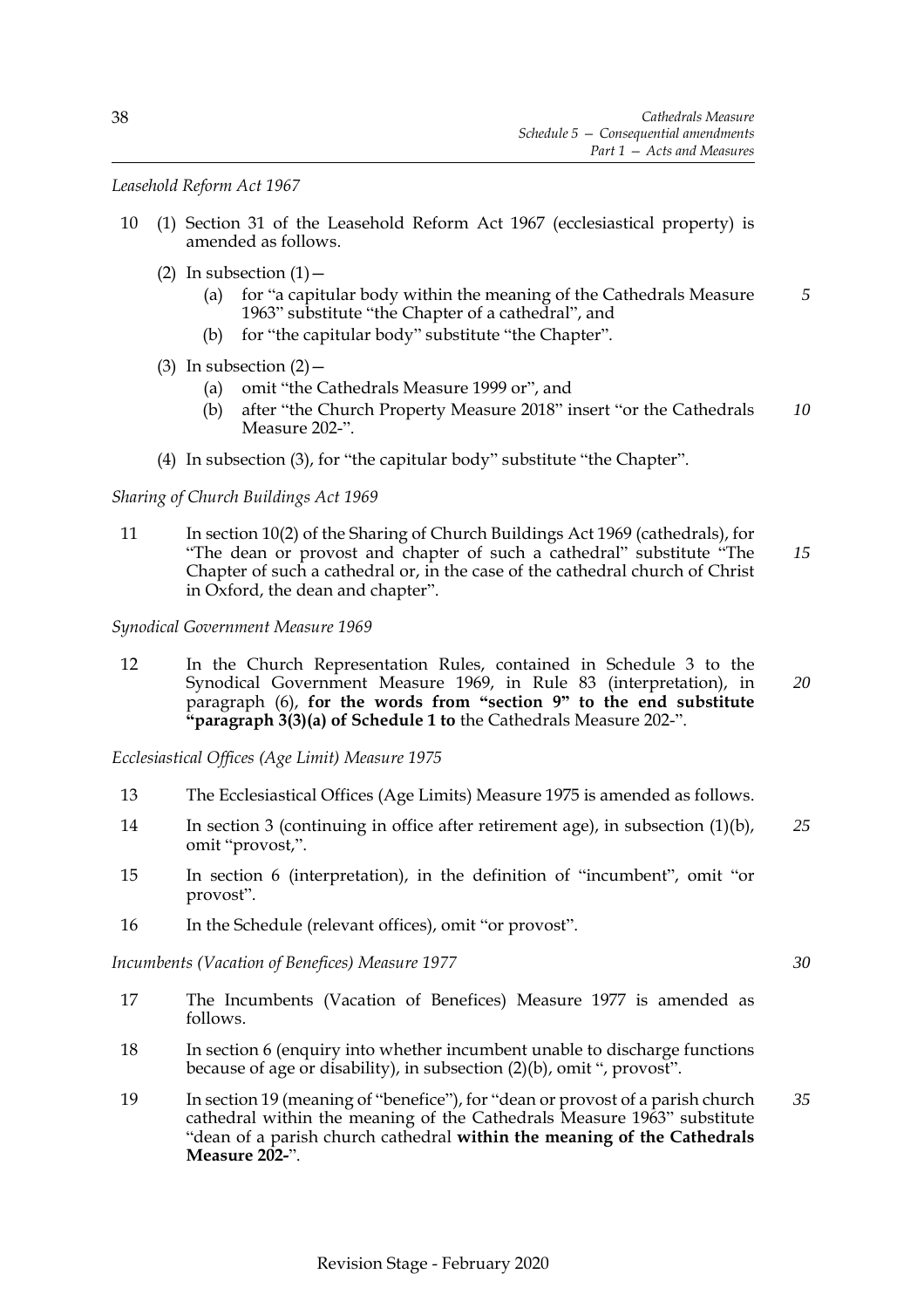*Leasehold Reform Act 1967*

10 (1) Section 31 of the Leasehold Reform Act 1967 (ecclesiastical property) is amended as follows.

(2) In subsection (1)—

(a) for "a capitular body within the meaning of the Cathedrals Measure 1963" substitute "the Chapter of a cathedral", and

(b) for "the capitular body" substitute "the Chapter".

(3) In subsection (2)—

(a) omit "the Cathedrals Measure 1999 or", and

(b) after "the Church Property Measure 2018" insert "or the Cathedrals Measure 202-".

(4) In subsection (3), for "the capitular body" substitute "the Chapter".

*Sharing of Church Buildings Act 1969*

11 In section 10(2) of the Sharing of Church Buildings Act 1969 (cathedrals), for "The dean or provost and chapter of such a cathedral" substitute "The Chapter of such a cathedral or, in the case of the cathedral church of Christ in Oxford, the dean and chapter".

*Synodical Government Measure 1969*

12 In the Church Representation Rules, contained in Schedule 3 to the Synodical Government Measure 1969, in Rule 83 (interpretation), in paragraph (6), **for the words from "section 9" to the end substitute "paragraph 3(3)(a) of Schedule 1 to** the Cathedrals Measure 202-".

*Ecclesiastical Offices (Age Limit) Measure 1975*

13 The Ecclesiastical Offices (Age Limits) Measure 1975 is amended as follows.

14 In section 3 (continuing in office after retirement age), in subsection (1)(b), omit "provost,".

15 In section 6 (interpretation), in the definition of "incumbent", omit "or provost".

16 In the Schedule (relevant offices), omit "or provost".

*Incumbents (Vacation of Benefices) Measure 1977*

17 The Incumbents (Vacation of Benefices) Measure 1977 is amended as follows.

18 In section 6 (enquiry into whether incumbent unable to discharge functions because of age or disability), in subsection (2)(b), omit ", provost".

19 In section 19 (meaning of "benefice"), for "dean or provost of a parish church cathedral within the meaning of the Cathedrals Measure 1963" substitute "dean of a parish church cathedral **within the meaning of the Cathedrals Measure 202-**".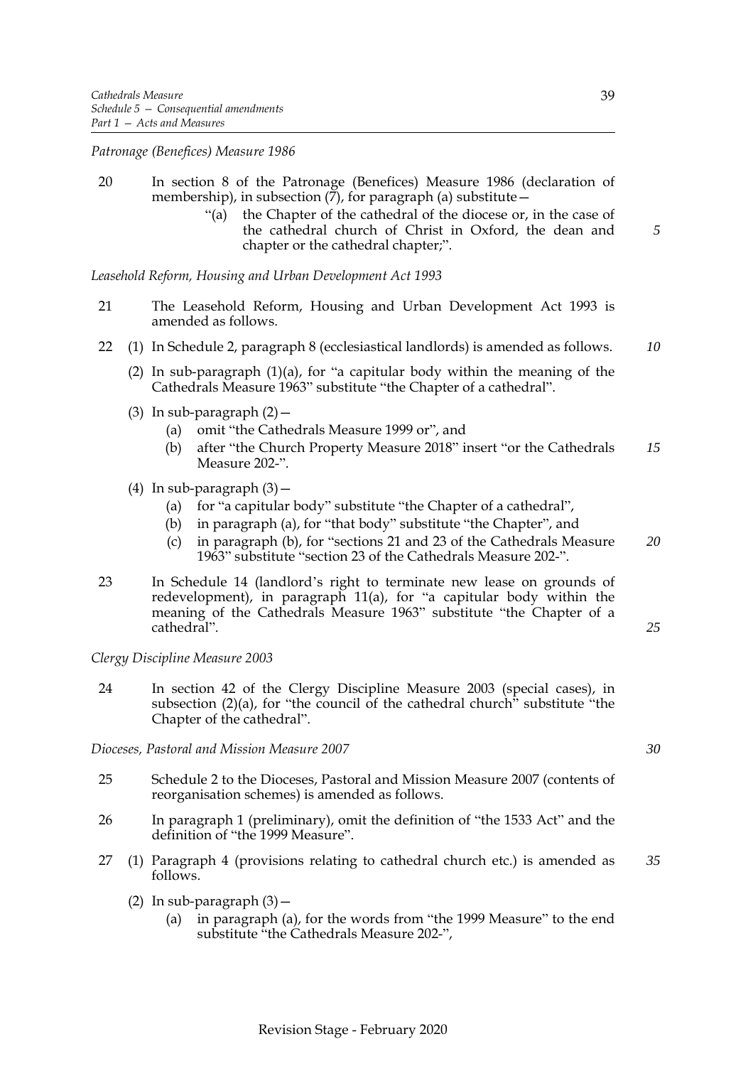*Patronage (Benefices) Measure 1986*

20 In section 8 of the Patronage (Benefices) Measure 1986 (declaration of membership), in subsection (7), for paragraph (a) substitute—

> "(a) the Chapter of the cathedral of the diocese or, in the case of the cathedral church of Christ in Oxford, the dean and chapter or the cathedral chapter;".

*Leasehold Reform, Housing and Urban Development Act 1993*

21 The Leasehold Reform, Housing and Urban Development Act 1993 is amended as follows.

22 (1) In Schedule 2, paragraph 8 (ecclesiastical landlords) is amended as follows.

(2) In sub-paragraph (1)(a), for "a capitular body within the meaning of the Cathedrals Measure 1963" substitute "the Chapter of a cathedral".

(3) In sub-paragraph (2)—

- (a) omit "the Cathedrals Measure 1999 or", and
- (b) after "the Church Property Measure 2018" insert "or the Cathedrals Measure 202-".

(4) In sub-paragraph (3)—

- (a) for "a capitular body" substitute "the Chapter of a cathedral",
- (b) in paragraph (a), for "that body" substitute "the Chapter", and
- (c) in paragraph (b), for "sections 21 and 23 of the Cathedrals Measure 1963" substitute "section 23 of the Cathedrals Measure 202-".

23 In Schedule 14 (landlord's right to terminate new lease on grounds of redevelopment), in paragraph 11(a), for "a capitular body within the meaning of the Cathedrals Measure 1963" substitute "the Chapter of a cathedral".

*Clergy Discipline Measure 2003*

24 In section 42 of the Clergy Discipline Measure 2003 (special cases), in subsection (2)(a), for "the council of the cathedral church" substitute "the Chapter of the cathedral".

*Dioceses, Pastoral and Mission Measure 2007*

25 Schedule 2 to the Dioceses, Pastoral and Mission Measure 2007 (contents of reorganisation schemes) is amended as follows.

26 In paragraph 1 (preliminary), omit the definition of "the 1533 Act" and the definition of "the 1999 Measure".

27 (1) Paragraph 4 (provisions relating to cathedral church etc.) is amended as follows.

(2) In sub-paragraph (3)—

- (a) in paragraph (a), for the words from "the 1999 Measure" to the end substitute "the Cathedrals Measure 202-",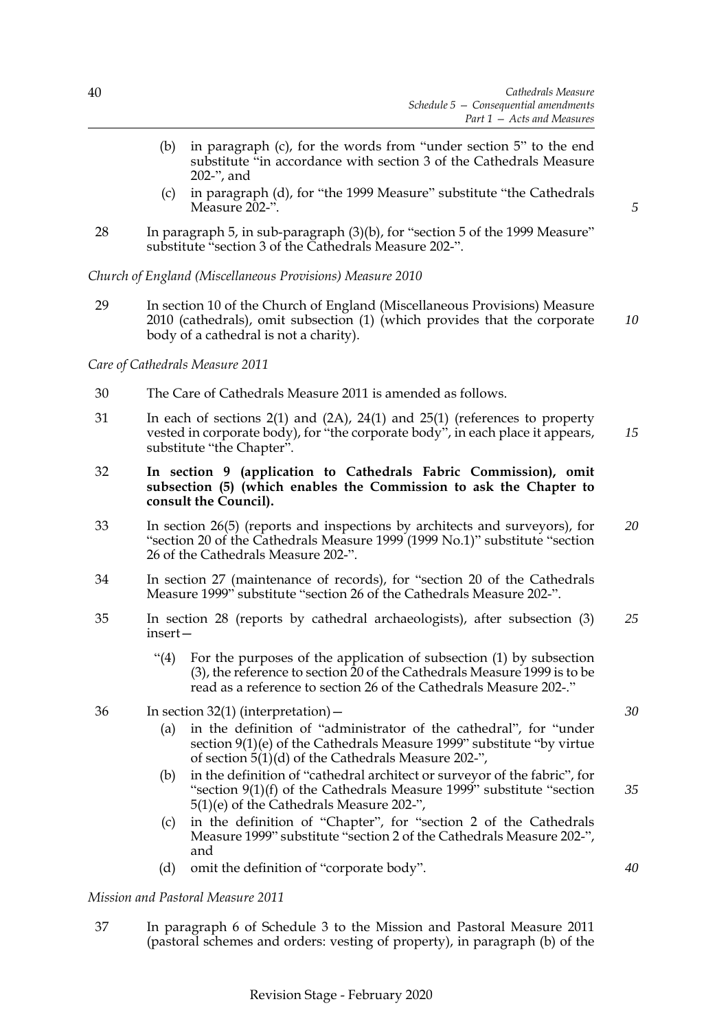(b) in paragraph (c), for the words from "under section 5" to the end substitute "in accordance with section 3 of the Cathedrals Measure 202-", and

(c) in paragraph (d), for "the 1999 Measure" substitute "the Cathedrals Measure 202-".

28 In paragraph 5, in sub-paragraph (3)(b), for "section 5 of the 1999 Measure" substitute "section 3 of the Cathedrals Measure 202-".

*Church of England (Miscellaneous Provisions) Measure 2010*

29 In section 10 of the Church of England (Miscellaneous Provisions) Measure 2010 (cathedrals), omit subsection (1) (which provides that the corporate body of a cathedral is not a charity).

*Care of Cathedrals Measure 2011*

30 The Care of Cathedrals Measure 2011 is amended as follows.

31 In each of sections 2(1) and (2A), 24(1) and 25(1) (references to property vested in corporate body), for "the corporate body", in each place it appears, substitute "the Chapter".

32 **In section 9 (application to Cathedrals Fabric Commission), omit subsection (5) (which enables the Commission to ask the Chapter to consult the Council).**

33 In section 26(5) (reports and inspections by architects and surveyors), for "section 20 of the Cathedrals Measure 1999 (1999 No.1)" substitute "section 26 of the Cathedrals Measure 202-".

34 In section 27 (maintenance of records), for "section 20 of the Cathedrals Measure 1999" substitute "section 26 of the Cathedrals Measure 202-".

35 In section 28 (reports by cathedral archaeologists), after subsection (3) insert—

> "(4) For the purposes of the application of subsection (1) by subsection (3), the reference to section 20 of the Cathedrals Measure 1999 is to be read as a reference to section 26 of the Cathedrals Measure 202-."

36 In section 32(1) (interpretation)—

(a) in the definition of "administrator of the cathedral", for "under section 9(1)(e) of the Cathedrals Measure 1999" substitute "by virtue of section 5(1)(d) of the Cathedrals Measure 202-",

(b) in the definition of "cathedral architect or surveyor of the fabric", for "section 9(1)(f) of the Cathedrals Measure 1999" substitute "section 5(1)(e) of the Cathedrals Measure 202-",

(c) in the definition of "Chapter", for "section 2 of the Cathedrals Measure 1999" substitute "section 2 of the Cathedrals Measure 202-", and

(d) omit the definition of "corporate body".

*Mission and Pastoral Measure 2011*

37 In paragraph 6 of Schedule 3 to the Mission and Pastoral Measure 2011 (pastoral schemes and orders: vesting of property), in paragraph (b) of the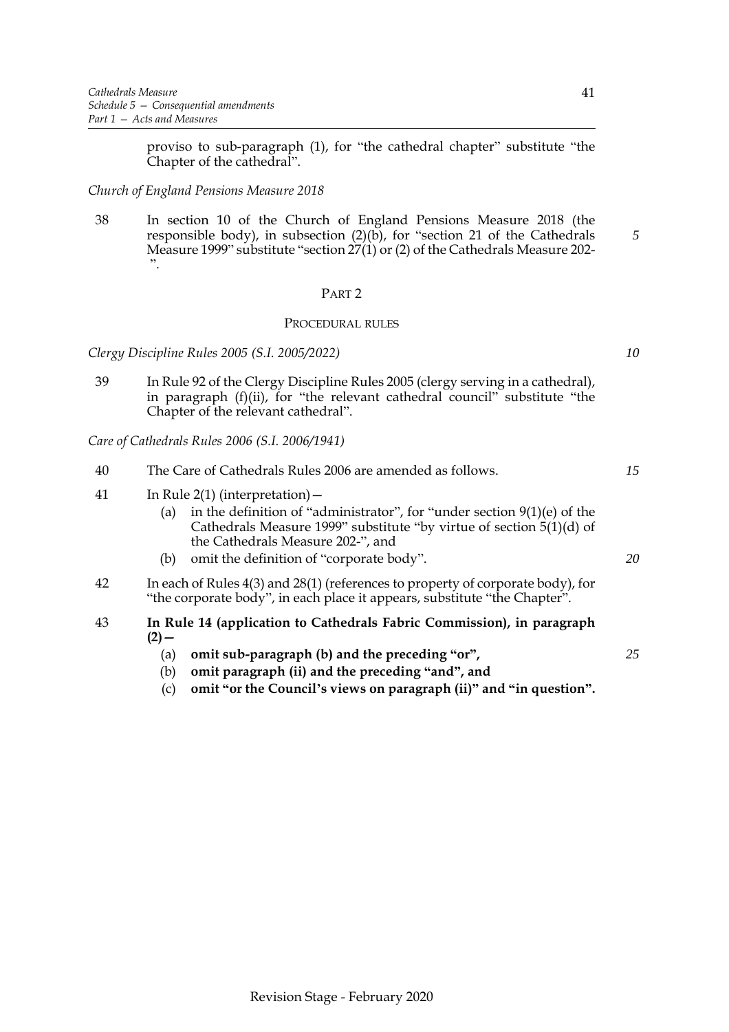proviso to sub-paragraph (1), for "the cathedral chapter" substitute "the Chapter of the cathedral".

*Church of England Pensions Measure 2018*

38 In section 10 of the Church of England Pensions Measure 2018 (the responsible body), in subsection (2)(b), for "section 21 of the Cathedrals Measure 1999" substitute "section 27(1) or (2) of the Cathedrals Measure 202-".

## PART 2

### PROCEDURAL RULES

*Clergy Discipline Rules 2005 (S.I. 2005/2022)*

39 In Rule 92 of the Clergy Discipline Rules 2005 (clergy serving in a cathedral), in paragraph (f)(ii), for "the relevant cathedral council" substitute "the Chapter of the relevant cathedral".

*Care of Cathedrals Rules 2006 (S.I. 2006/1941)*

40 The Care of Cathedrals Rules 2006 are amended as follows.

41 In Rule 2(1) (interpretation)—

(a) in the definition of "administrator", for "under section 9(1)(e) of the Cathedrals Measure 1999" substitute "by virtue of section 5(1)(d) of the Cathedrals Measure 202-", and

(b) omit the definition of "corporate body".

42 In each of Rules 4(3) and 28(1) (references to property of corporate body), for "the corporate body", in each place it appears, substitute "the Chapter".

**43 In Rule 14 (application to Cathedrals Fabric Commission), in paragraph (2)—**

**(a) omit sub-paragraph (b) and the preceding "or",**

**(b) omit paragraph (ii) and the preceding "and", and**

**(c) omit "or the Council's views on paragraph (ii)" and "in question".**